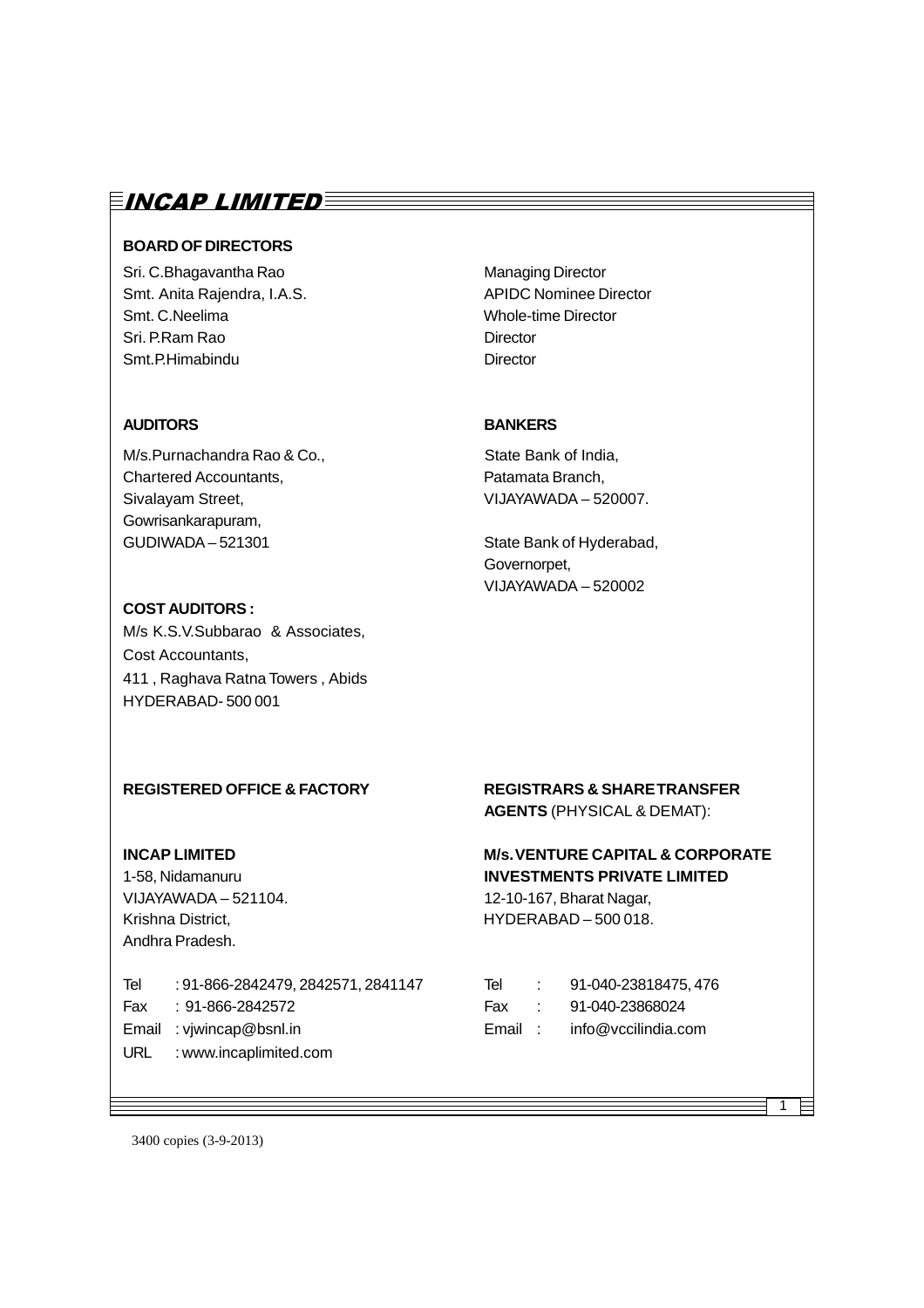# INCAP LIMITED

## BOARD OF DIRECTORS

| | |
|---|---|
| Sri. C.Bhagavantha Rao | Managing Director |
| Smt. Anita Rajendra, I.A.S. | APIDC Nominee Director |
| Smt. C.Neelima | Whole-time Director |
| Sri. P.Ram Rao | Director |
| Smt.P.Himabindu | Director |

## AUDITORS

M/s.Purnachandra Rao & Co.,
Chartered Accountants,
Sivalayam Street,
Gowrisankarapuram,
GUDIWADA – 521301

## BANKERS

State Bank of India,
Patamata Branch,
VIJAYAWADA – 520007.

State Bank of Hyderabad,
Governorpet,
VIJAYAWADA – 520002

## COST AUDITORS :

M/s K.S.V.Subbarao & Associates,
Cost Accountants,
411 , Raghava Ratna Towers , Abids
HYDERABAD- 500 001

## REGISTERED OFFICE & FACTORY

**INCAP LIMITED**
1-58, Nidamanuru
VIJAYAWADA – 521104.
Krishna District,
Andhra Pradesh.

Tel : 91-866-2842479, 2842571, 2841147
Fax : 91-866-2842572
Email : vjwincap@bsnl.in
URL : www.incaplimited.com

## REGISTRARS & SHARE TRANSFER AGENTS (PHYSICAL & DEMAT):

**M/s.VENTURE CAPITAL & CORPORATE INVESTMENTS PRIVATE LIMITED**
12-10-167, Bharat Nagar,
HYDERABAD – 500 018.

Tel : 91-040-23818475, 476
Fax : 91-040-23868024
Email : info@vccilindia.com

3400 copies (3-9-2013)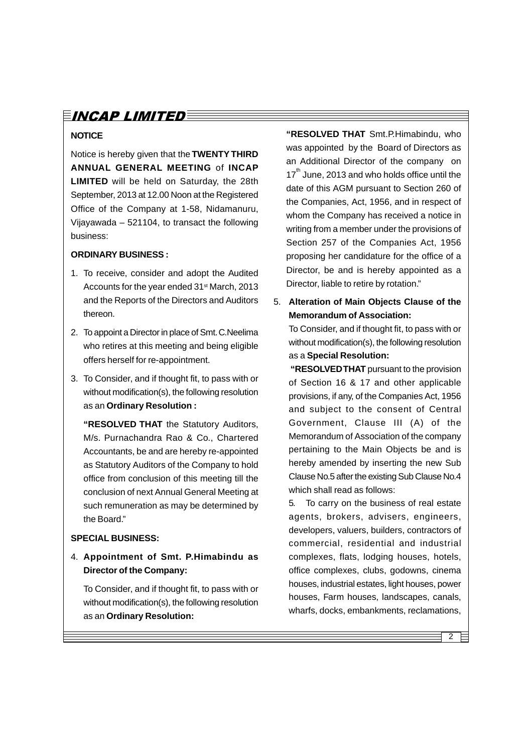**NOTICE**

Notice is hereby given that the **TWENTY THIRD ANNUAL GENERAL MEETING** of **INCAP LIMITED** will be held on Saturday, the 28th September, 2013 at 12.00 Noon at the Registered Office of the Company at 1-58, Nidamanuru, Vijayawada – 521104, to transact the following business:

**ORDINARY BUSINESS :**

1. To receive, consider and adopt the Audited Accounts for the year ended 31st March, 2013 and the Reports of the Directors and Auditors thereon.

2. To appoint a Director in place of Smt. C.Neelima who retires at this meeting and being eligible offers herself for re-appointment.

3. To Consider, and if thought fit, to pass with or without modification(s), the following resolution as an **Ordinary Resolution :**

   **"RESOLVED THAT** the Statutory Auditors, M/s. Purnachandra Rao & Co., Chartered Accountants, be and are hereby re-appointed as Statutory Auditors of the Company to hold office from conclusion of this meeting till the conclusion of next Annual General Meeting at such remuneration as may be determined by the Board."

**SPECIAL BUSINESS:**

4. **Appointment of Smt. P.Himabindu as Director of the Company:**

   To Consider, and if thought fit, to pass with or without modification(s), the following resolution as an **Ordinary Resolution:**

   **"RESOLVED THAT** Smt.P.Himabindu, who was appointed by the Board of Directors as an Additional Director of the company on 17th June, 2013 and who holds office until the date of this AGM pursuant to Section 260 of the Companies, Act, 1956, and in respect of whom the Company has received a notice in writing from a member under the provisions of Section 257 of the Companies Act, 1956 proposing her candidature for the office of a Director, be and is hereby appointed as a Director, liable to retire by rotation."

5. **Alteration of Main Objects Clause of the Memorandum of Association:**

   To Consider, and if thought fit, to pass with or without modification(s), the following resolution as a **Special Resolution:**

   **"RESOLVED THAT** pursuant to the provision of Section 16 & 17 and other applicable provisions, if any, of the Companies Act, 1956 and subject to the consent of Central Government, Clause III (A) of the Memorandum of Association of the company pertaining to the Main Objects be and is hereby amended by inserting the new Sub Clause No.5 after the existing Sub Clause No.4 which shall read as follows:

   5. To carry on the business of real estate agents, brokers, advisers, engineers, developers, valuers, builders, contractors of commercial, residential and industrial complexes, flats, lodging houses, hotels, office complexes, clubs, godowns, cinema houses, industrial estates, light houses, power houses, Farm houses, landscapes, canals, wharfs, docks, embankments, reclamations,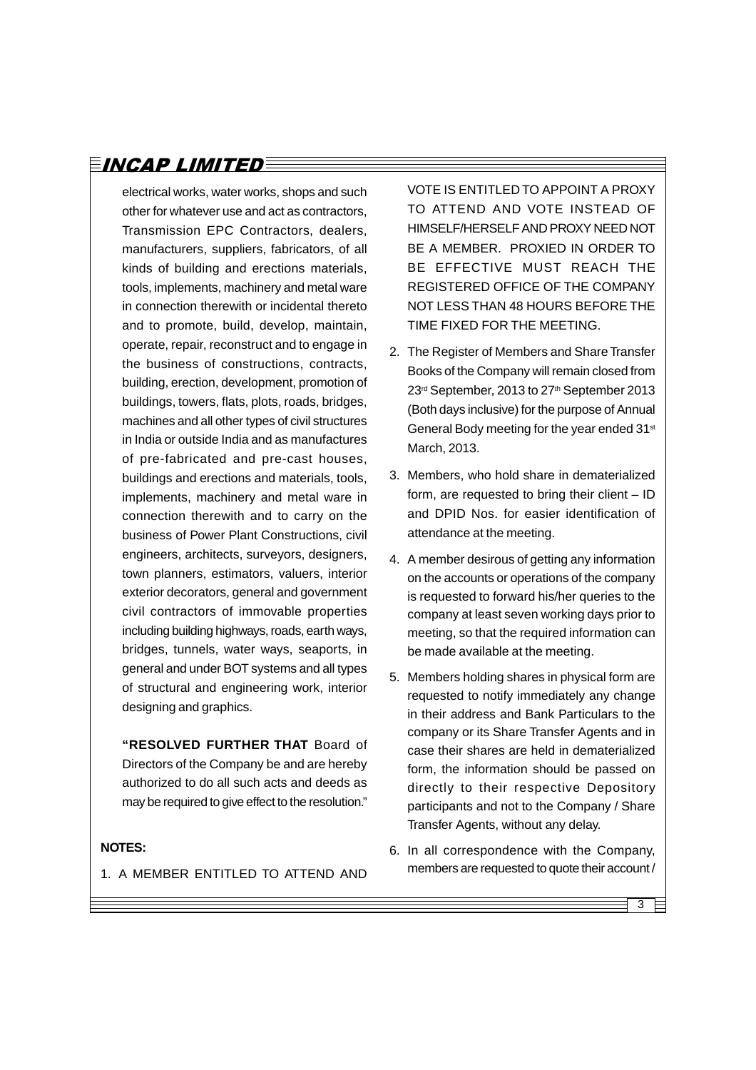electrical works, water works, shops and such other for whatever use and act as contractors, Transmission EPC Contractors, dealers, manufacturers, suppliers, fabricators, of all kinds of building and erections materials, tools, implements, machinery and metal ware in connection therewith or incidental thereto and to promote, build, develop, maintain, operate, repair, reconstruct and to engage in the business of constructions, contracts, building, erection, development, promotion of buildings, towers, flats, plots, roads, bridges, machines and all other types of civil structures in India or outside India and as manufactures of pre-fabricated and pre-cast houses, buildings and erections and materials, tools, implements, machinery and metal ware in connection therewith and to carry on the business of Power Plant Constructions, civil engineers, architects, surveyors, designers, town planners, estimators, valuers, interior exterior decorators, general and government civil contractors of immovable properties including building highways, roads, earth ways, bridges, tunnels, water ways, seaports, in general and under BOT systems and all types of structural and engineering work, interior designing and graphics.

**"RESOLVED FURTHER THAT** Board of Directors of the Company be and are hereby authorized to do all such acts and deeds as may be required to give effect to the resolution."

**NOTES:**

1. A MEMBER ENTITLED TO ATTEND AND VOTE IS ENTITLED TO APPOINT A PROXY TO ATTEND AND VOTE INSTEAD OF HIMSELF/HERSELF AND PROXY NEED NOT BE A MEMBER. PROXIED IN ORDER TO BE EFFECTIVE MUST REACH THE REGISTERED OFFICE OF THE COMPANY NOT LESS THAN 48 HOURS BEFORE THE TIME FIXED FOR THE MEETING.
2. The Register of Members and Share Transfer Books of the Company will remain closed from 23rd September, 2013 to 27th September 2013 (Both days inclusive) for the purpose of Annual General Body meeting for the year ended 31st March, 2013.
3. Members, who hold share in dematerialized form, are requested to bring their client – ID and DPID Nos. for easier identification of attendance at the meeting.
4. A member desirous of getting any information on the accounts or operations of the company is requested to forward his/her queries to the company at least seven working days prior to meeting, so that the required information can be made available at the meeting.
5. Members holding shares in physical form are requested to notify immediately any change in their address and Bank Particulars to the company or its Share Transfer Agents and in case their shares are held in dematerialized form, the information should be passed on directly to their respective Depository participants and not to the Company / Share Transfer Agents, without any delay.
6. In all correspondence with the Company, members are requested to quote their account /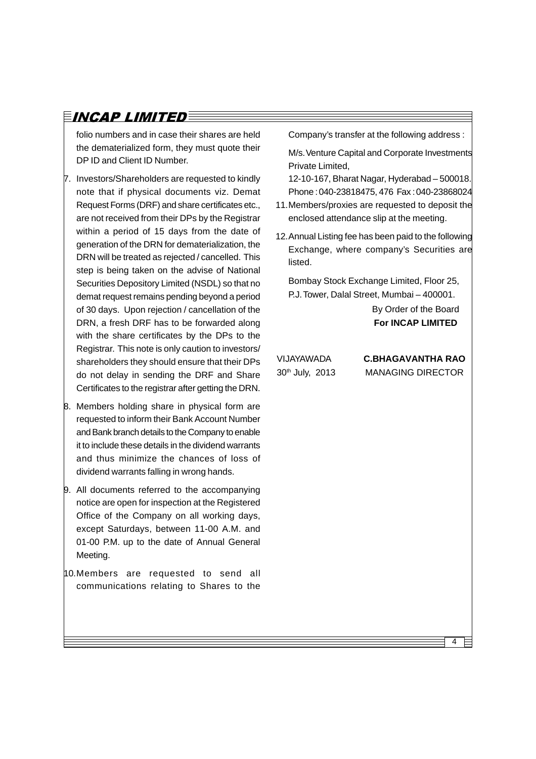folio numbers and in case their shares are held the dematerialized form, they must quote their DP ID and Client ID Number.

7. Investors/Shareholders are requested to kindly note that if physical documents viz. Demat Request Forms (DRF) and share certificates etc., are not received from their DPs by the Registrar within a period of 15 days from the date of generation of the DRN for dematerialization, the DRN will be treated as rejected / cancelled. This step is being taken on the advise of National Securities Depository Limited (NSDL) so that no demat request remains pending beyond a period of 30 days. Upon rejection / cancellation of the DRN, a fresh DRF has to be forwarded along with the share certificates by the DPs to the Registrar. This note is only caution to investors/ shareholders they should ensure that their DPs do not delay in sending the DRF and Share Certificates to the registrar after getting the DRN.

8. Members holding share in physical form are requested to inform their Bank Account Number and Bank branch details to the Company to enable it to include these details in the dividend warrants and thus minimize the chances of loss of dividend warrants falling in wrong hands.

9. All documents referred to the accompanying notice are open for inspection at the Registered Office of the Company on all working days, except Saturdays, between 11-00 A.M. and 01-00 P.M. up to the date of Annual General Meeting.

10. Members are requested to send all communications relating to Shares to the Company's transfer at the following address :

    M/s. Venture Capital and Corporate Investments Private Limited,
    12-10-167, Bharat Nagar, Hyderabad – 500018.
    Phone : 040-23818475, 476 Fax : 040-23868024

11. Members/proxies are requested to deposit the enclosed attendance slip at the meeting.

12. Annual Listing fee has been paid to the following Exchange, where company's Securities are listed.

    Bombay Stock Exchange Limited, Floor 25, P.J. Tower, Dalal Street, Mumbai – 400001.

By Order of the Board
**For INCAP LIMITED**

VIJAYAWADA
30th July, 2013

**C.BHAGAVANTHA RAO**
MANAGING DIRECTOR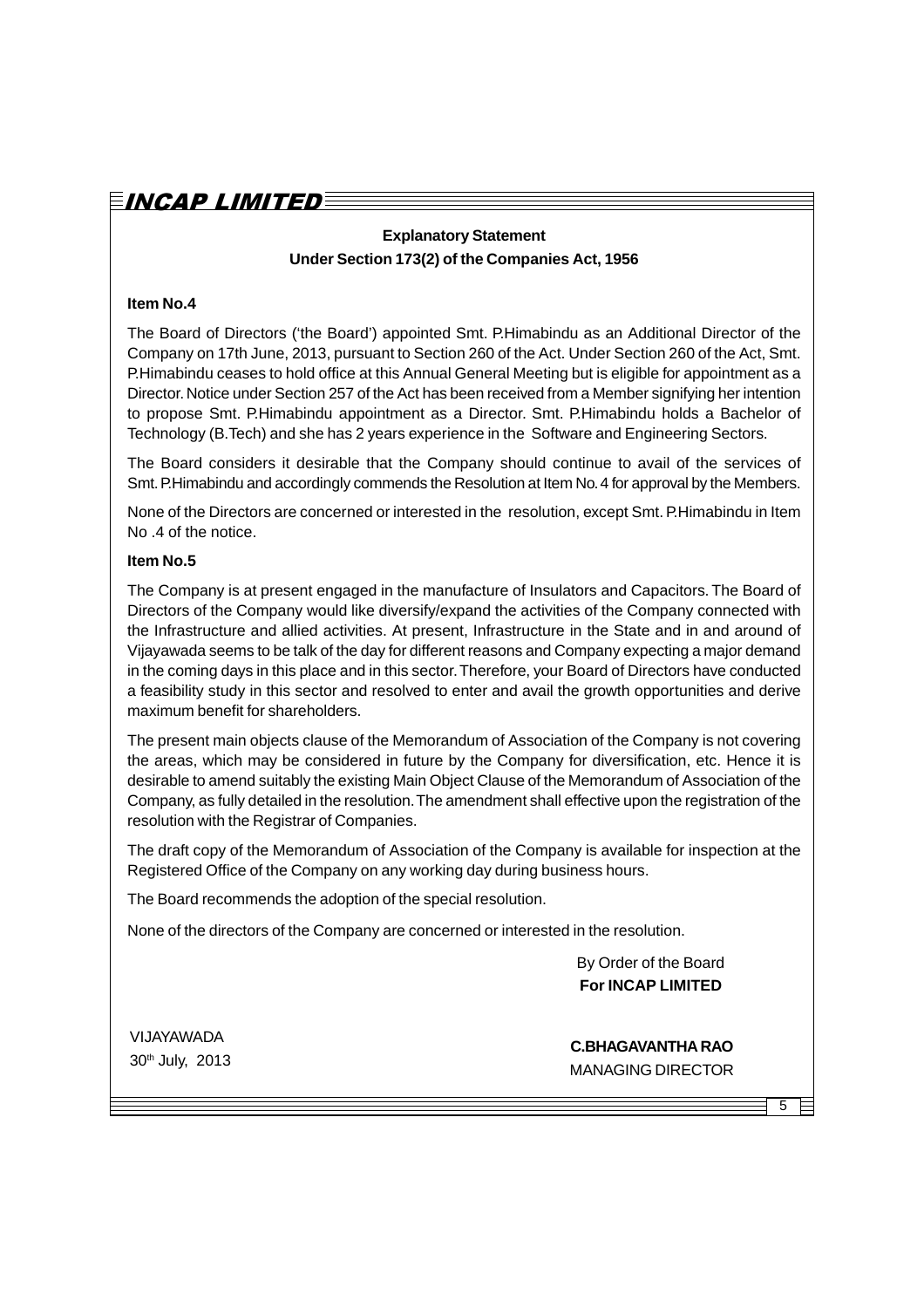## Explanatory Statement

## Under Section 173(2) of the Companies Act, 1956

**Item No.4**

The Board of Directors ('the Board') appointed Smt. P.Himabindu as an Additional Director of the Company on 17th June, 2013, pursuant to Section 260 of the Act. Under Section 260 of the Act, Smt. P.Himabindu ceases to hold office at this Annual General Meeting but is eligible for appointment as a Director. Notice under Section 257 of the Act has been received from a Member signifying her intention to propose Smt. P.Himabindu appointment as a Director. Smt. P.Himabindu holds a Bachelor of Technology (B.Tech) and she has 2 years experience in the Software and Engineering Sectors.

The Board considers it desirable that the Company should continue to avail of the services of Smt. P.Himabindu and accordingly commends the Resolution at Item No. 4 for approval by the Members.

None of the Directors are concerned or interested in the resolution, except Smt. P.Himabindu in Item No .4 of the notice.

**Item No.5**

The Company is at present engaged in the manufacture of Insulators and Capacitors. The Board of Directors of the Company would like diversify/expand the activities of the Company connected with the Infrastructure and allied activities. At present, Infrastructure in the State and in and around of Vijayawada seems to be talk of the day for different reasons and Company expecting a major demand in the coming days in this place and in this sector. Therefore, your Board of Directors have conducted a feasibility study in this sector and resolved to enter and avail the growth opportunities and derive maximum benefit for shareholders.

The present main objects clause of the Memorandum of Association of the Company is not covering the areas, which may be considered in future by the Company for diversification, etc. Hence it is desirable to amend suitably the existing Main Object Clause of the Memorandum of Association of the Company, as fully detailed in the resolution. The amendment shall effective upon the registration of the resolution with the Registrar of Companies.

The draft copy of the Memorandum of Association of the Company is available for inspection at the Registered Office of the Company on any working day during business hours.

The Board recommends the adoption of the special resolution.

None of the directors of the Company are concerned or interested in the resolution.

By Order of the Board
**For INCAP LIMITED**

VIJAYAWADA
30th July, 2013

**C.BHAGAVANTHA RAO**
MANAGING DIRECTOR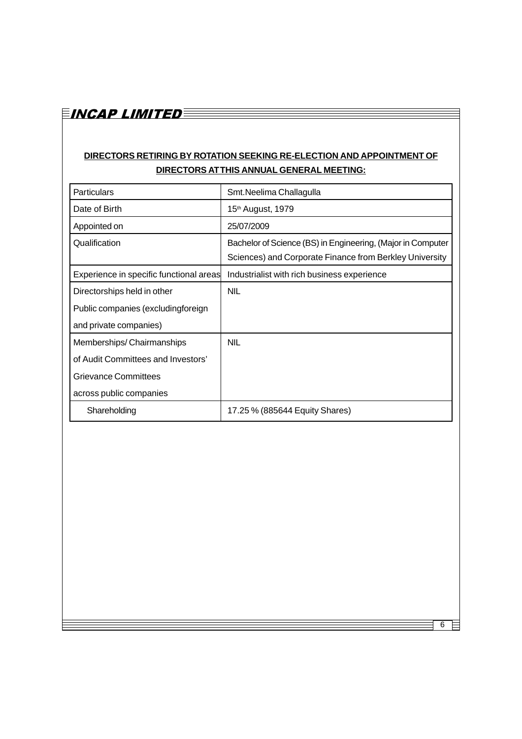## DIRECTORS RETIRING BY ROTATION SEEKING RE-ELECTION AND APPOINTMENT OF DIRECTORS AT THIS ANNUAL GENERAL MEETING:

| Particulars | Smt.Neelima Challagulla |
|---|---|
| Date of Birth | 15th August, 1979 |
| Appointed on | 25/07/2009 |
| Qualification | Bachelor of Science (BS) in Engineering, (Major in Computer Sciences) and Corporate Finance from Berkley University |
| Experience in specific functional areas | Industrialist with rich business experience |
| Directorships held in other Public companies (excludingforeign and private companies) | NIL |
| Memberships/ Chairmanships of Audit Committees and Investors' Grievance Committees across public companies | NIL |
| Shareholding | 17.25 % (885644 Equity Shares) |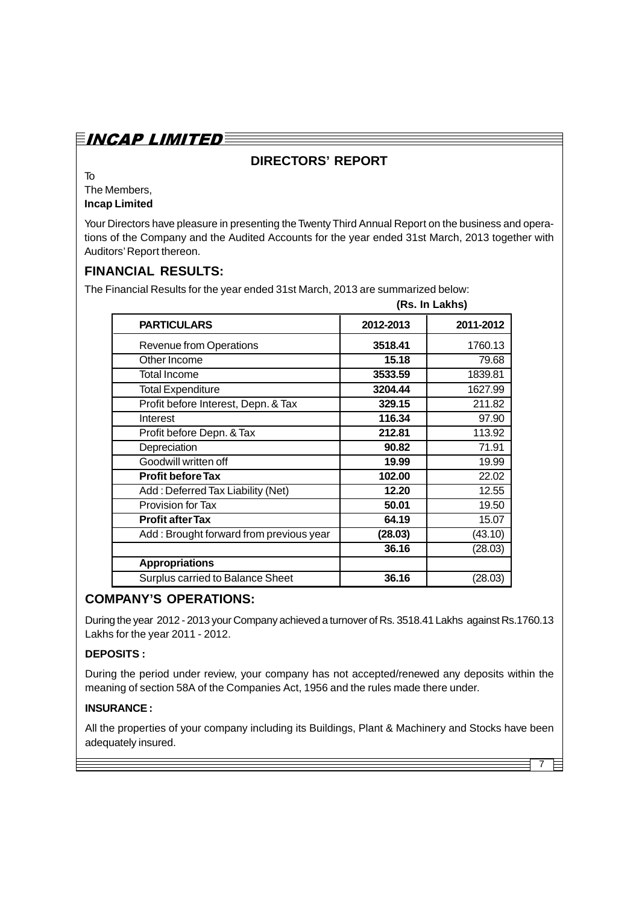## DIRECTORS' REPORT

To
The Members,
**Incap Limited**

Your Directors have pleasure in presenting the Twenty Third Annual Report on the business and operations of the Company and the Audited Accounts for the year ended 31st March, 2013 together with Auditors' Report thereon.

## FINANCIAL RESULTS:

The Financial Results for the year ended 31st March, 2013 are summarized below:

**(Rs. In Lakhs)**

| PARTICULARS | 2012-2013 | 2011-2012 |
|---|---|---|
| Revenue from Operations | **3518.41** | 1760.13 |
| Other Income | **15.18** | 79.68 |
| Total Income | **3533.59** | 1839.81 |
| Total Expenditure | **3204.44** | 1627.99 |
| Profit before Interest, Depn. & Tax | **329.15** | 211.82 |
| Interest | **116.34** | 97.90 |
| Profit before Depn. & Tax | **212.81** | 113.92 |
| Depreciation | **90.82** | 71.91 |
| Goodwill written off | **19.99** | 19.99 |
| **Profit before Tax** | **102.00** | 22.02 |
| Add : Deferred Tax Liability (Net) | **12.20** | 12.55 |
| Provision for Tax | **50.01** | 19.50 |
| **Profit after Tax** | **64.19** | 15.07 |
| Add : Brought forward from previous year | **(28.03)** | (43.10) |
| | **36.16** | (28.03) |
| **Appropriations** | | |
| Surplus carried to Balance Sheet | **36.16** | (28.03) |

## COMPANY'S OPERATIONS:

During the year 2012 - 2013 your Company achieved a turnover of Rs. 3518.41 Lakhs against Rs.1760.13 Lakhs for the year 2011 - 2012.

### DEPOSITS :

During the period under review, your company has not accepted/renewed any deposits within the meaning of section 58A of the Companies Act, 1956 and the rules made there under.

### INSURANCE :

All the properties of your company including its Buildings, Plant & Machinery and Stocks have been adequately insured.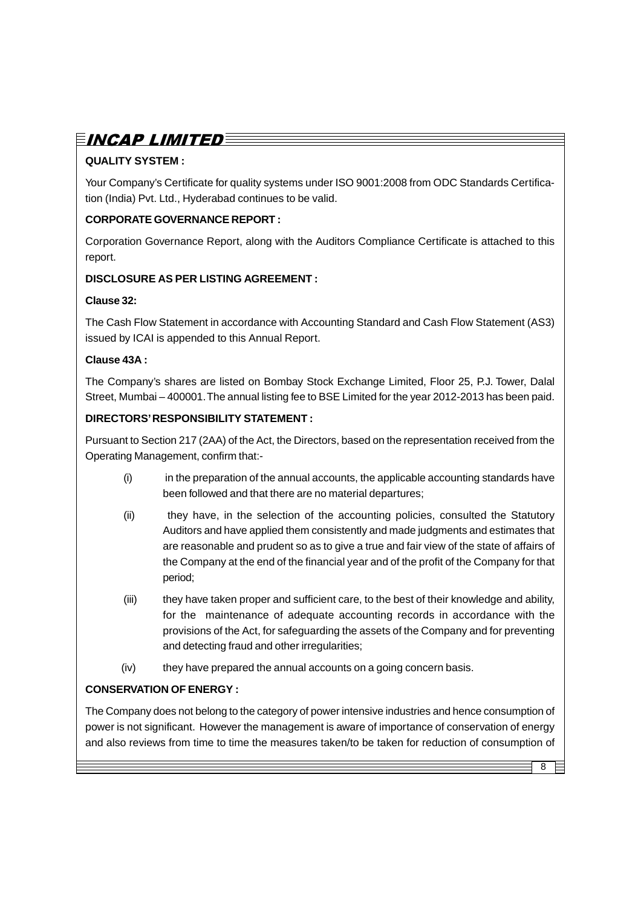**QUALITY SYSTEM :**

Your Company's Certificate for quality systems under ISO 9001:2008 from ODC Standards Certification (India) Pvt. Ltd., Hyderabad continues to be valid.

**CORPORATE GOVERNANCE REPORT :**

Corporation Governance Report, along with the Auditors Compliance Certificate is attached to this report.

**DISCLOSURE AS PER LISTING AGREEMENT :**

**Clause 32:**

The Cash Flow Statement in accordance with Accounting Standard and Cash Flow Statement (AS3) issued by ICAI is appended to this Annual Report.

**Clause 43A :**

The Company's shares are listed on Bombay Stock Exchange Limited, Floor 25, P.J. Tower, Dalal Street, Mumbai – 400001. The annual listing fee to BSE Limited for the year 2012-2013 has been paid.

**DIRECTORS' RESPONSIBILITY STATEMENT :**

Pursuant to Section 217 (2AA) of the Act, the Directors, based on the representation received from the Operating Management, confirm that:-

(i) in the preparation of the annual accounts, the applicable accounting standards have been followed and that there are no material departures;

(ii) they have, in the selection of the accounting policies, consulted the Statutory Auditors and have applied them consistently and made judgments and estimates that are reasonable and prudent so as to give a true and fair view of the state of affairs of the Company at the end of the financial year and of the profit of the Company for that period;

(iii) they have taken proper and sufficient care, to the best of their knowledge and ability, for the maintenance of adequate accounting records in accordance with the provisions of the Act, for safeguarding the assets of the Company and for preventing and detecting fraud and other irregularities;

(iv) they have prepared the annual accounts on a going concern basis.

**CONSERVATION OF ENERGY :**

The Company does not belong to the category of power intensive industries and hence consumption of power is not significant. However the management is aware of importance of conservation of energy and also reviews from time to time the measures taken/to be taken for reduction of consumption of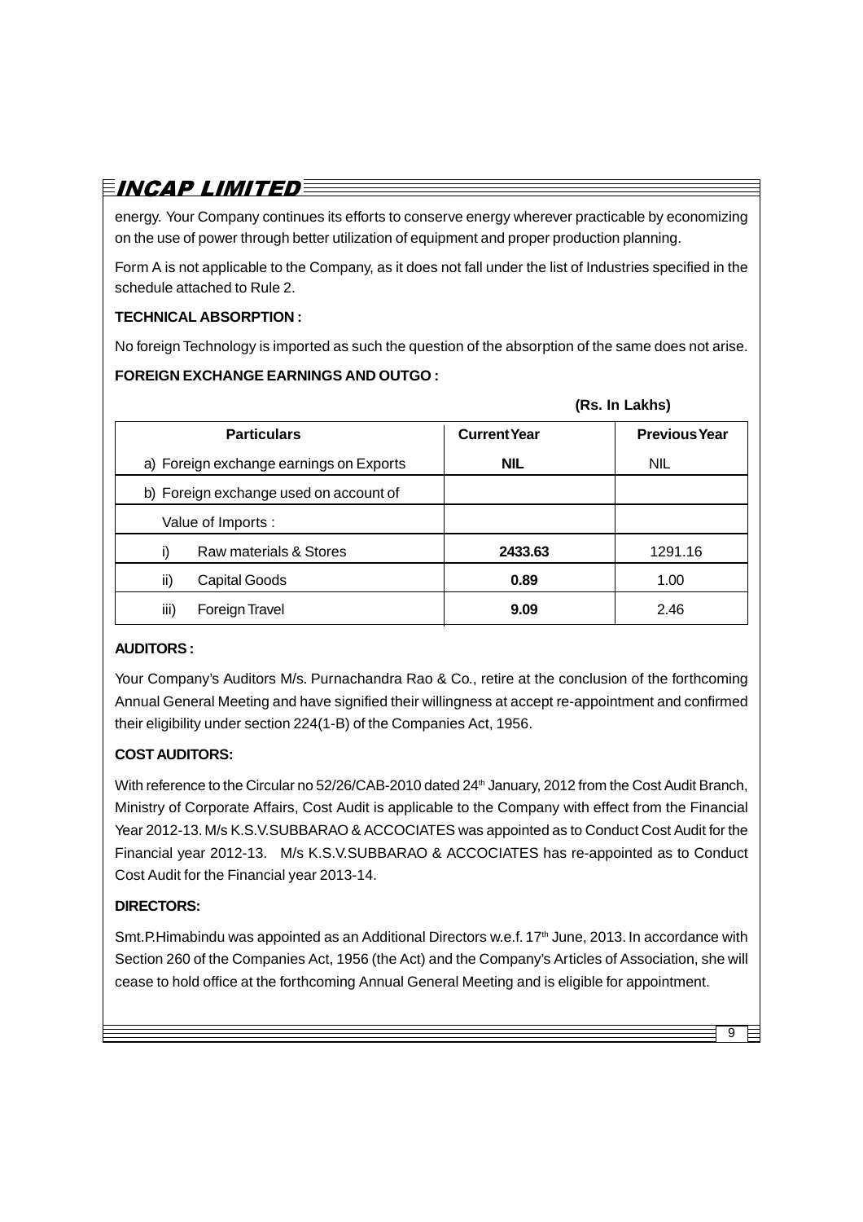energy. Your Company continues its efforts to conserve energy wherever practicable by economizing on the use of power through better utilization of equipment and proper production planning.

Form A is not applicable to the Company, as it does not fall under the list of Industries specified in the schedule attached to Rule 2.

**TECHNICAL ABSORPTION :**

No foreign Technology is imported as such the question of the absorption of the same does not arise.

**FOREIGN EXCHANGE EARNINGS AND OUTGO :**

**(Rs. In Lakhs)**

| Particulars | Current Year | Previous Year |
|---|---|---|
| a) Foreign exchange earnings on Exports | **NIL** | NIL |
| b) Foreign exchange used on account of | | |
| Value of Imports : | | |
| i) Raw materials & Stores | **2433.63** | 1291.16 |
| ii) Capital Goods | **0.89** | 1.00 |
| iii) Foreign Travel | **9.09** | 2.46 |

**AUDITORS :**

Your Company's Auditors M/s. Purnachandra Rao & Co., retire at the conclusion of the forthcoming Annual General Meeting and have signified their willingness at accept re-appointment and confirmed their eligibility under section 224(1-B) of the Companies Act, 1956.

**COST AUDITORS:**

With reference to the Circular no 52/26/CAB-2010 dated 24th January, 2012 from the Cost Audit Branch, Ministry of Corporate Affairs, Cost Audit is applicable to the Company with effect from the Financial Year 2012-13. M/s K.S.V.SUBBARAO & ACCOCIATES was appointed as to Conduct Cost Audit for the Financial year 2012-13. M/s K.S.V.SUBBARAO & ACCOCIATES has re-appointed as to Conduct Cost Audit for the Financial year 2013-14.

**DIRECTORS:**

Smt.P.Himabindu was appointed as an Additional Directors w.e.f. 17th June, 2013. In accordance with Section 260 of the Companies Act, 1956 (the Act) and the Company's Articles of Association, she will cease to hold office at the forthcoming Annual General Meeting and is eligible for appointment.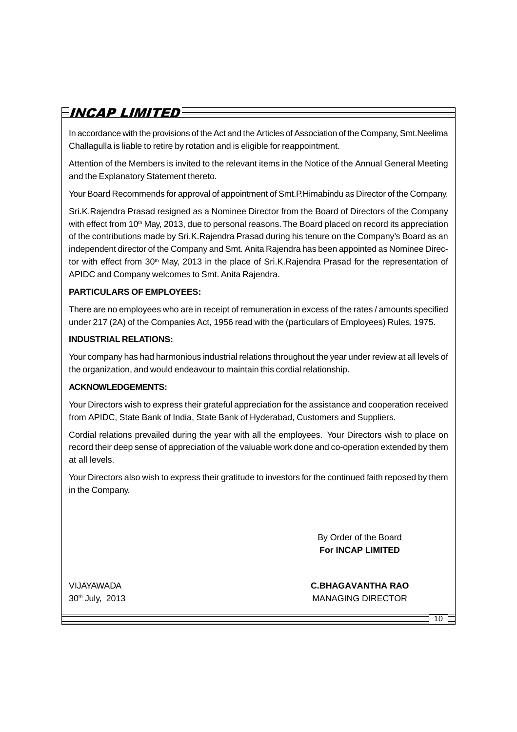In accordance with the provisions of the Act and the Articles of Association of the Company, Smt.Neelima Challagulla is liable to retire by rotation and is eligible for reappointment.

Attention of the Members is invited to the relevant items in the Notice of the Annual General Meeting and the Explanatory Statement thereto.

Your Board Recommends for approval of appointment of Smt.P.Himabindu as Director of the Company.

Sri.K.Rajendra Prasad resigned as a Nominee Director from the Board of Directors of the Company with effect from 10th May, 2013, due to personal reasons. The Board placed on record its appreciation of the contributions made by Sri.K.Rajendra Prasad during his tenure on the Company's Board as an independent director of the Company and Smt. Anita Rajendra has been appointed as Nominee Director with effect from 30th May, 2013 in the place of Sri.K.Rajendra Prasad for the representation of APIDC and Company welcomes to Smt. Anita Rajendra.

**PARTICULARS OF EMPLOYEES:**

There are no employees who are in receipt of remuneration in excess of the rates / amounts specified under 217 (2A) of the Companies Act, 1956 read with the (particulars of Employees) Rules, 1975.

**INDUSTRIAL RELATIONS:**

Your company has had harmonious industrial relations throughout the year under review at all levels of the organization, and would endeavour to maintain this cordial relationship.

**ACKNOWLEDGEMENTS:**

Your Directors wish to express their grateful appreciation for the assistance and cooperation received from APIDC, State Bank of India, State Bank of Hyderabad, Customers and Suppliers.

Cordial relations prevailed during the year with all the employees. Your Directors wish to place on record their deep sense of appreciation of the valuable work done and co-operation extended by them at all levels.

Your Directors also wish to express their gratitude to investors for the continued faith reposed by them in the Company.

By Order of the Board
**For INCAP LIMITED**

VIJAYAWADA
30th July, 2013

**C.BHAGAVANTHA RAO**
MANAGING DIRECTOR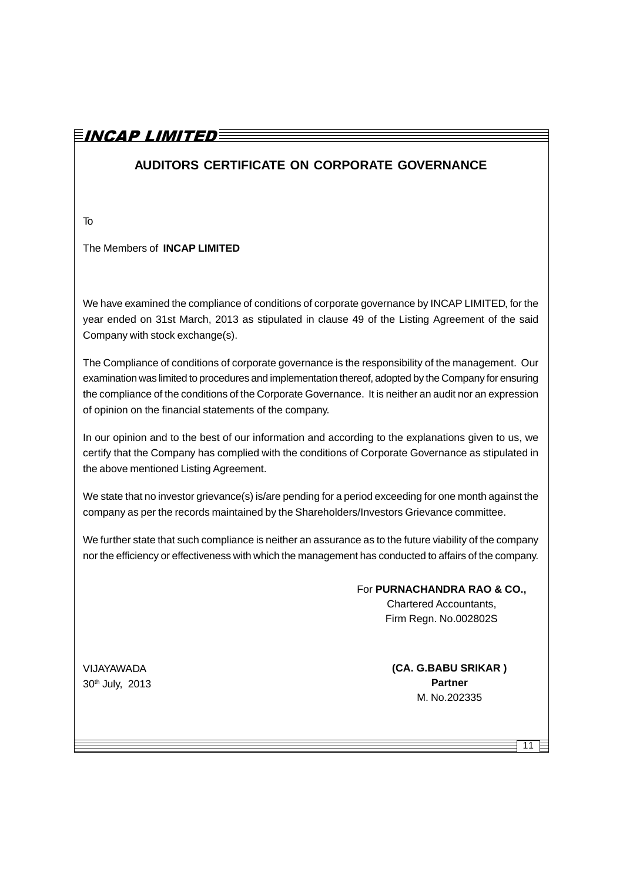## AUDITORS CERTIFICATE ON CORPORATE GOVERNANCE

To

The Members of **INCAP LIMITED**

We have examined the compliance of conditions of corporate governance by INCAP LIMITED, for the year ended on 31st March, 2013 as stipulated in clause 49 of the Listing Agreement of the said Company with stock exchange(s).

The Compliance of conditions of corporate governance is the responsibility of the management. Our examination was limited to procedures and implementation thereof, adopted by the Company for ensuring the compliance of the conditions of the Corporate Governance. It is neither an audit nor an expression of opinion on the financial statements of the company.

In our opinion and to the best of our information and according to the explanations given to us, we certify that the Company has complied with the conditions of Corporate Governance as stipulated in the above mentioned Listing Agreement.

We state that no investor grievance(s) is/are pending for a period exceeding for one month against the company as per the records maintained by the Shareholders/Investors Grievance committee.

We further state that such compliance is neither an assurance as to the future viability of the company nor the efficiency or effectiveness with which the management has conducted to affairs of the company.

For **PURNACHANDRA RAO & CO.,**
Chartered Accountants,
Firm Regn. No.002802S

VIJAYAWADA
30th July, 2013

**(CA. G.BABU SRIKAR )**
**Partner**
M. No.202335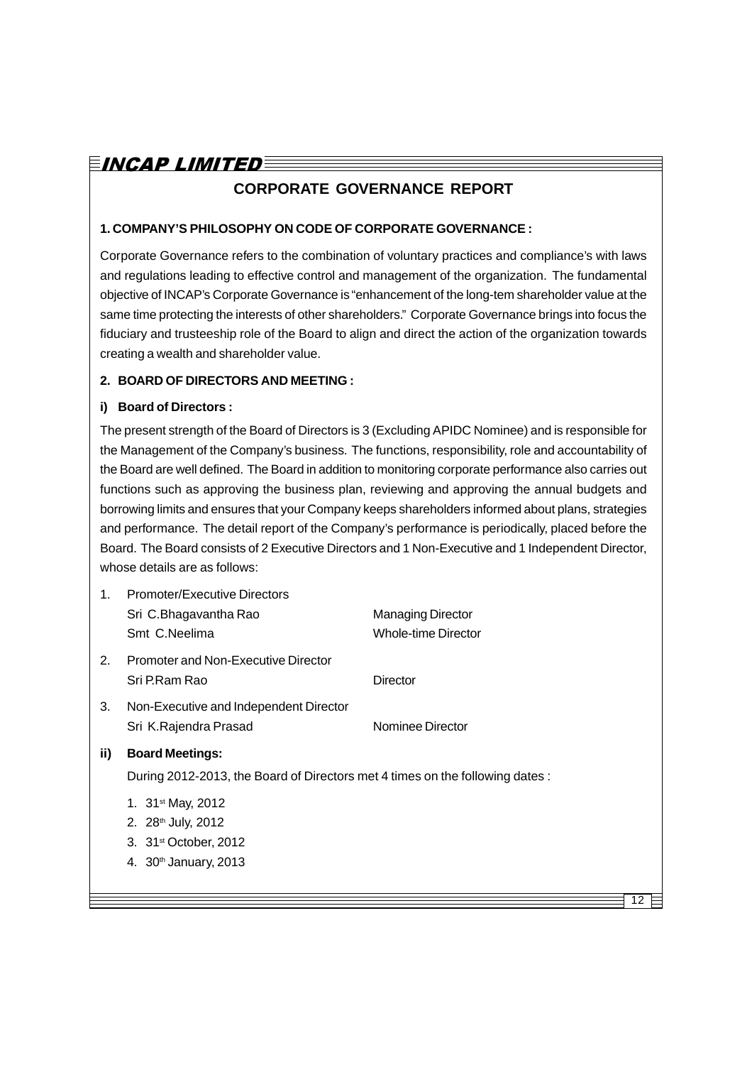# CORPORATE GOVERNANCE REPORT

### 1. COMPANY'S PHILOSOPHY ON CODE OF CORPORATE GOVERNANCE :

Corporate Governance refers to the combination of voluntary practices and compliance's with laws and regulations leading to effective control and management of the organization. The fundamental objective of INCAP's Corporate Governance is "enhancement of the long-tem shareholder value at the same time protecting the interests of other shareholders." Corporate Governance brings into focus the fiduciary and trusteeship role of the Board to align and direct the action of the organization towards creating a wealth and shareholder value.

### 2. BOARD OF DIRECTORS AND MEETING :

**i) Board of Directors :**

The present strength of the Board of Directors is 3 (Excluding APIDC Nominee) and is responsible for the Management of the Company's business. The functions, responsibility, role and accountability of the Board are well defined. The Board in addition to monitoring corporate performance also carries out functions such as approving the business plan, reviewing and approving the annual budgets and borrowing limits and ensures that your Company keeps shareholders informed about plans, strategies and performance. The detail report of the Company's performance is periodically, placed before the Board. The Board consists of 2 Executive Directors and 1 Non-Executive and 1 Independent Director, whose details are as follows:

1. Promoter/Executive Directors

| | |
|---|---|
| Sri C.Bhagavantha Rao | Managing Director |
| Smt C.Neelima | Whole-time Director |

2. Promoter and Non-Executive Director

| | |
|---|---|
| Sri P.Ram Rao | Director |

3. Non-Executive and Independent Director

| | |
|---|---|
| Sri K.Rajendra Prasad | Nominee Director |

**ii) Board Meetings:**

During 2012-2013, the Board of Directors met 4 times on the following dates :

1. 31st May, 2012
2. 28th July, 2012
3. 31st October, 2012
4. 30th January, 2013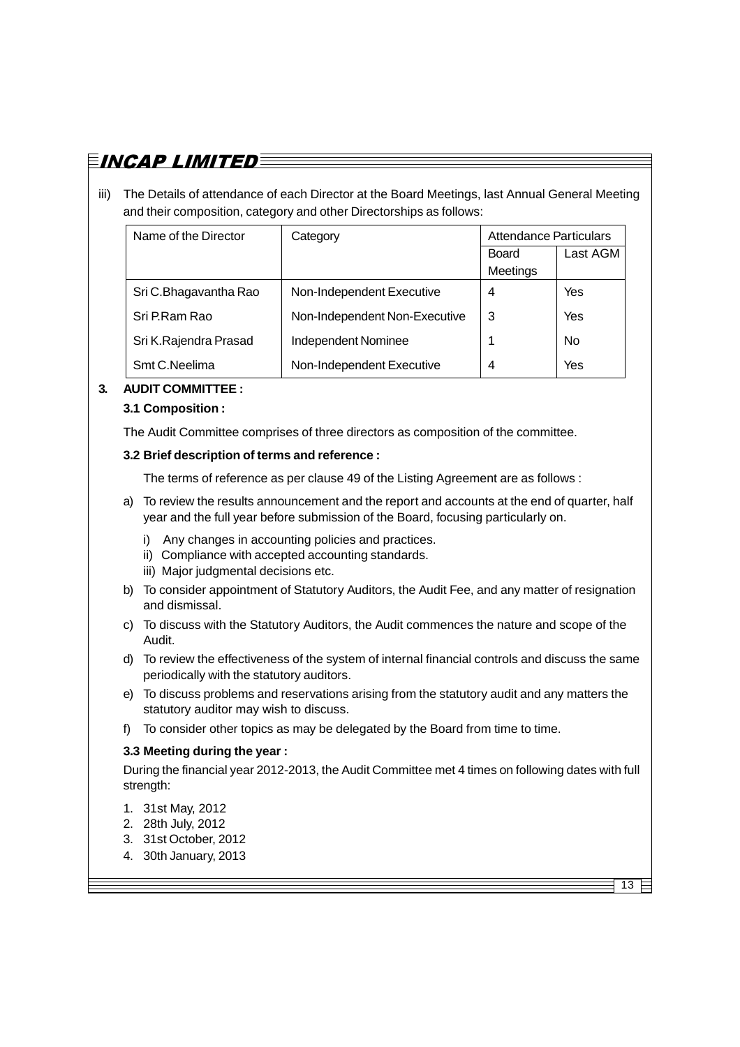iii) The Details of attendance of each Director at the Board Meetings, last Annual General Meeting and their composition, category and other Directorships as follows:

| Name of the Director | Category | Attendance Particulars | |
|---|---|---|---|
| | | Board Meetings | Last AGM |
| Sri C.Bhagavantha Rao | Non-Independent Executive | 4 | Yes |
| Sri P.Ram Rao | Non-Independent Non-Executive | 3 | Yes |
| Sri K.Rajendra Prasad | Independent Nominee | 1 | No |
| Smt C.Neelima | Non-Independent Executive | 4 | Yes |

## 3. AUDIT COMMITTEE :

### 3.1 Composition :

The Audit Committee comprises of three directors as composition of the committee.

### 3.2 Brief description of terms and reference :

The terms of reference as per clause 49 of the Listing Agreement are as follows :

a) To review the results announcement and the report and accounts at the end of quarter, half year and the full year before submission of the Board, focusing particularly on.

   i) Any changes in accounting policies and practices.
   ii) Compliance with accepted accounting standards.
   iii) Major judgmental decisions etc.

b) To consider appointment of Statutory Auditors, the Audit Fee, and any matter of resignation and dismissal.

c) To discuss with the Statutory Auditors, the Audit commences the nature and scope of the Audit.

d) To review the effectiveness of the system of internal financial controls and discuss the same periodically with the statutory auditors.

e) To discuss problems and reservations arising from the statutory audit and any matters the statutory auditor may wish to discuss.

f) To consider other topics as may be delegated by the Board from time to time.

### 3.3 Meeting during the year :

During the financial year 2012-2013, the Audit Committee met 4 times on following dates with full strength:

1. 31st May, 2012
2. 28th July, 2012
3. 31st October, 2012
4. 30th January, 2013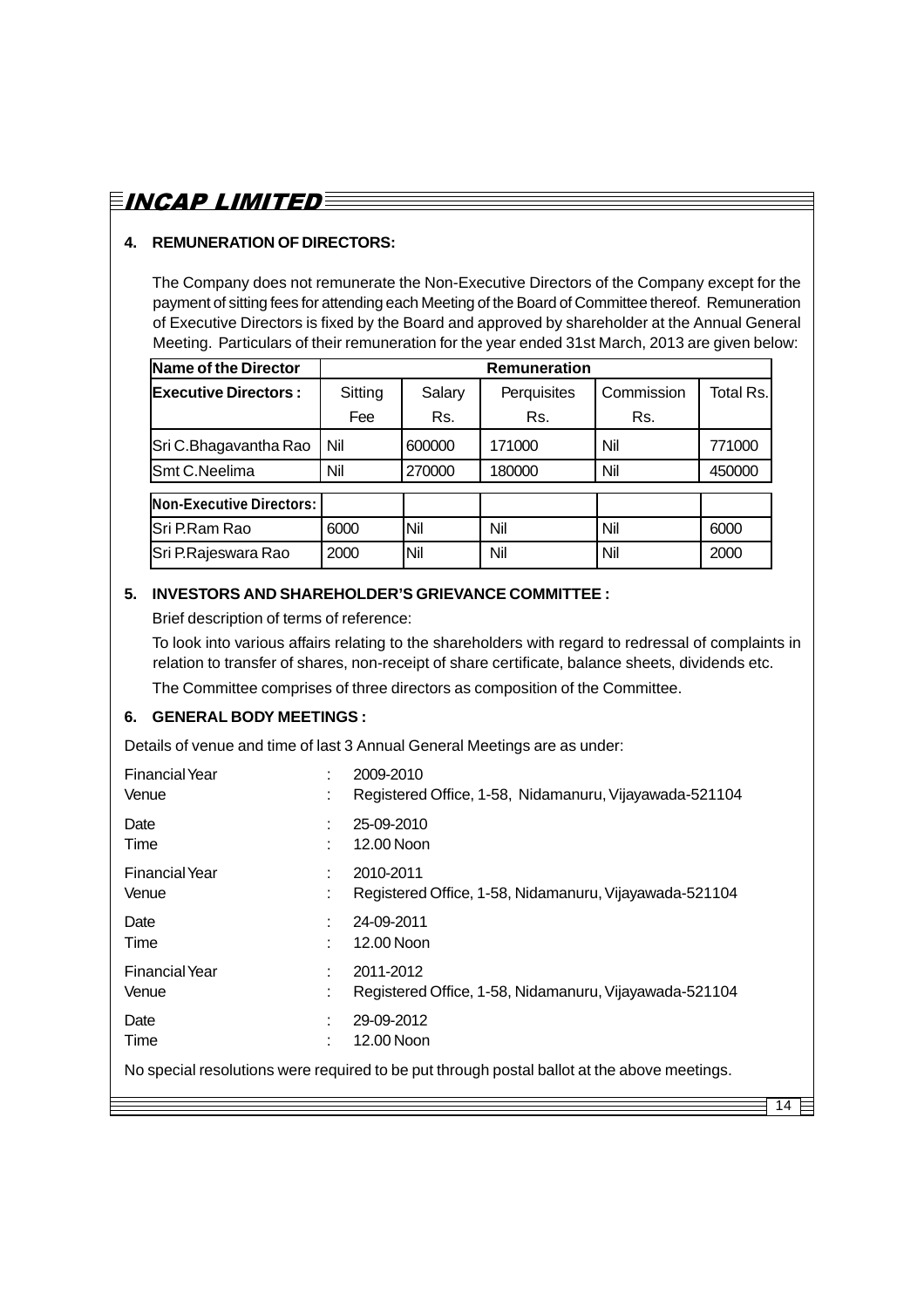**4. REMUNERATION OF DIRECTORS:**

The Company does not remunerate the Non-Executive Directors of the Company except for the payment of sitting fees for attending each Meeting of the Board of Committee thereof. Remuneration of Executive Directors is fixed by the Board and approved by shareholder at the Annual General Meeting. Particulars of their remuneration for the year ended 31st March, 2013 are given below:

| **Name of the Director** | **Remuneration** | | | | |
|---|---|---|---|---|---|
| **Executive Directors :** | Sitting Fee | Salary Rs. | Perquisites Rs. | Commission Rs. | Total Rs. |
| Sri C.Bhagavantha Rao | Nil | 600000 | 171000 | Nil | 771000 |
| Smt C.Neelima | Nil | 270000 | 180000 | Nil | 450000 |
| **Non-Executive Directors:** | | | | | |
| Sri P.Ram Rao | 6000 | Nil | Nil | Nil | 6000 |
| Sri P.Rajeswara Rao | 2000 | Nil | Nil | Nil | 2000 |

**5. INVESTORS AND SHAREHOLDER'S GRIEVANCE COMMITTEE :**

Brief description of terms of reference:

To look into various affairs relating to the shareholders with regard to redressal of complaints in relation to transfer of shares, non-receipt of share certificate, balance sheets, dividends etc.

The Committee comprises of three directors as composition of the Committee.

**6. GENERAL BODY MEETINGS :**

Details of venue and time of last 3 Annual General Meetings are as under:

Financial Year : 2009-2010
Venue : Registered Office, 1-58, Nidamanuru, Vijayawada-521104

Date : 25-09-2010
Time : 12.00 Noon

Financial Year : 2010-2011
Venue : Registered Office, 1-58, Nidamanuru, Vijayawada-521104

Date : 24-09-2011
Time : 12.00 Noon

Financial Year : 2011-2012
Venue : Registered Office, 1-58, Nidamanuru, Vijayawada-521104

Date : 29-09-2012
Time : 12.00 Noon

No special resolutions were required to be put through postal ballot at the above meetings.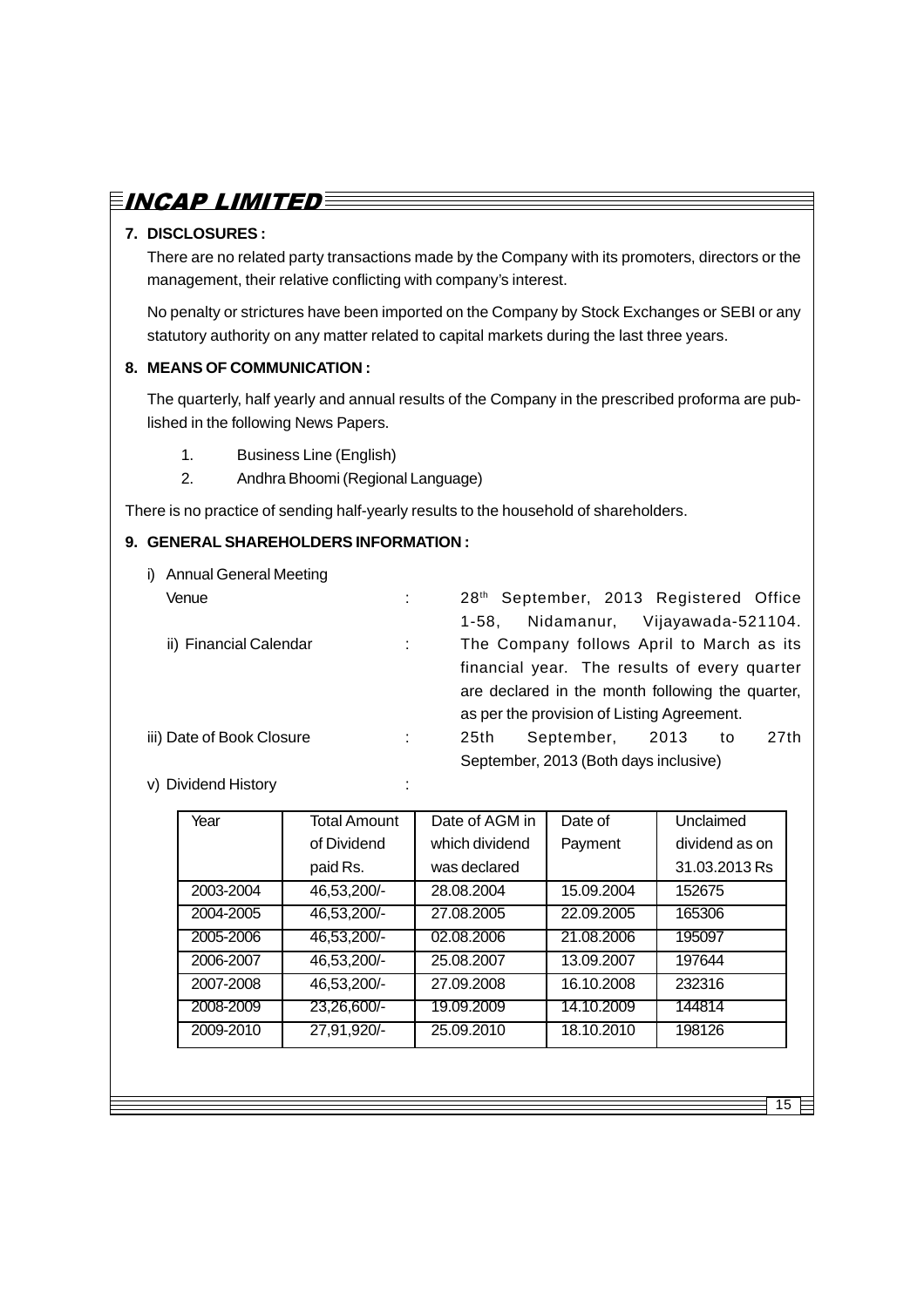**7. DISCLOSURES :**

There are no related party transactions made by the Company with its promoters, directors or the management, their relative conflicting with company's interest.

No penalty or strictures have been imported on the Company by Stock Exchanges or SEBI or any statutory authority on any matter related to capital markets during the last three years.

**8. MEANS OF COMMUNICATION :**

The quarterly, half yearly and annual results of the Company in the prescribed proforma are published in the following News Papers.

1. Business Line (English)
2. Andhra Bhoomi (Regional Language)

There is no practice of sending half-yearly results to the household of shareholders.

**9. GENERAL SHAREHOLDERS INFORMATION :**

i) Annual General Meeting

Venue : 28th September, 2013 Registered Office 1-58, Nidamanur, Vijayawada-521104.

ii) Financial Calendar : The Company follows April to March as its financial year. The results of every quarter are declared in the month following the quarter, as per the provision of Listing Agreement.

iii) Date of Book Closure : 25th September, 2013 to 27th September, 2013 (Both days inclusive)

v) Dividend History :

| Year | Total Amount of Dividend paid Rs. | Date of AGM in which dividend was declared | Date of Payment | Unclaimed dividend as on 31.03.2013 Rs |
|---|---|---|---|---|
| 2003-2004 | 46,53,200/- | 28.08.2004 | 15.09.2004 | 152675 |
| 2004-2005 | 46,53,200/- | 27.08.2005 | 22.09.2005 | 165306 |
| 2005-2006 | 46,53,200/- | 02.08.2006 | 21.08.2006 | 195097 |
| 2006-2007 | 46,53,200/- | 25.08.2007 | 13.09.2007 | 197644 |
| 2007-2008 | 46,53,200/- | 27.09.2008 | 16.10.2008 | 232316 |
| 2008-2009 | 23,26,600/- | 19.09.2009 | 14.10.2009 | 144814 |
| 2009-2010 | 27,91,920/- | 25.09.2010 | 18.10.2010 | 198126 |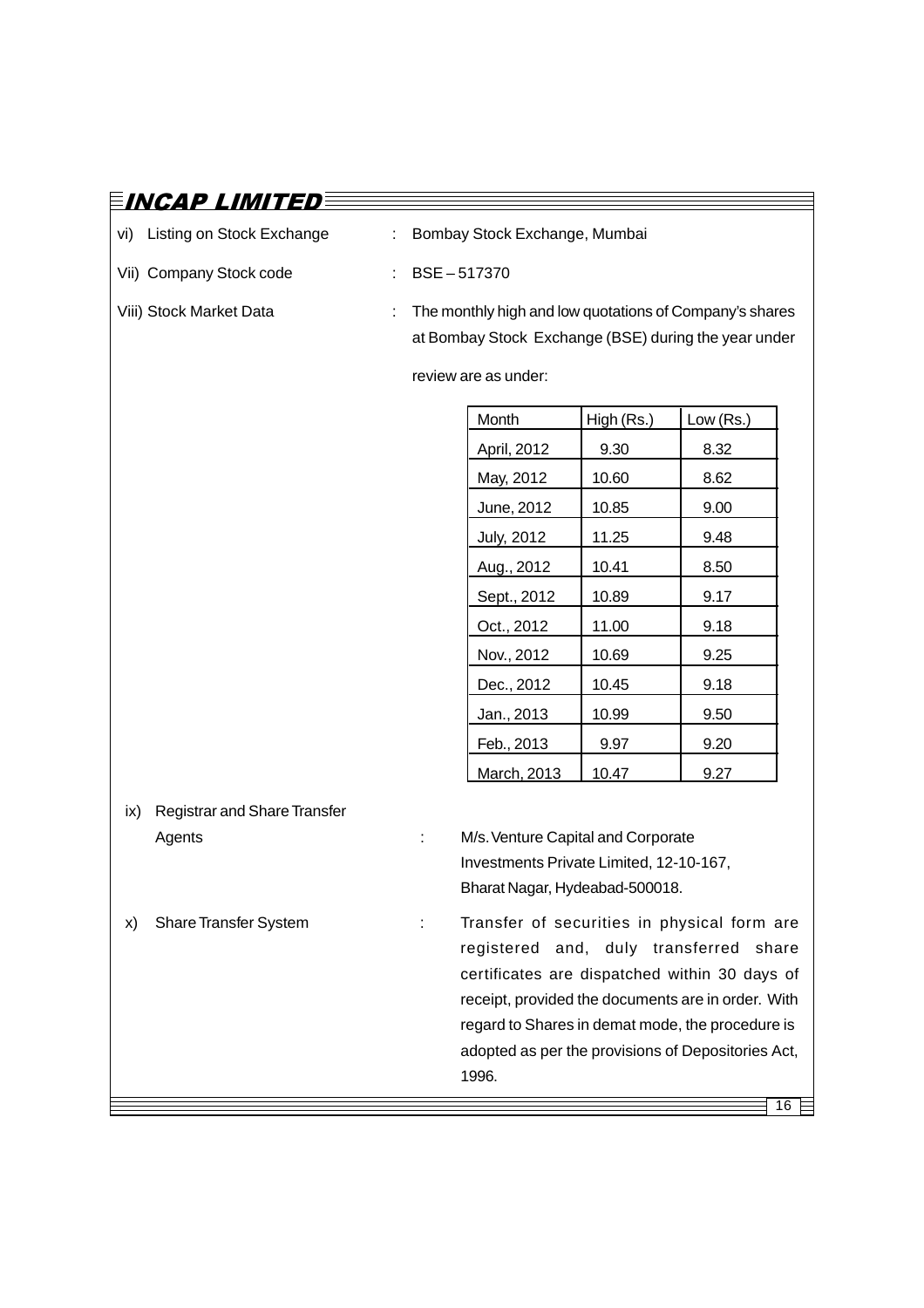vi) Listing on Stock Exchange : Bombay Stock Exchange, Mumbai

Vii) Company Stock code : BSE – 517370

Viii) Stock Market Data : The monthly high and low quotations of Company's shares at Bombay Stock Exchange (BSE) during the year under review are as under:

| Month | High (Rs.) | Low (Rs.) |
|---|---|---|
| April, 2012 | 9.30 | 8.32 |
| May, 2012 | 10.60 | 8.62 |
| June, 2012 | 10.85 | 9.00 |
| July, 2012 | 11.25 | 9.48 |
| Aug., 2012 | 10.41 | 8.50 |
| Sept., 2012 | 10.89 | 9.17 |
| Oct., 2012 | 11.00 | 9.18 |
| Nov., 2012 | 10.69 | 9.25 |
| Dec., 2012 | 10.45 | 9.18 |
| Jan., 2013 | 10.99 | 9.50 |
| Feb., 2013 | 9.97 | 9.20 |
| March, 2013 | 10.47 | 9.27 |

ix) Registrar and Share Transfer Agents : M/s. Venture Capital and Corporate Investments Private Limited, 12-10-167, Bharat Nagar, Hydeabad-500018.

x) Share Transfer System : Transfer of securities in physical form are registered and, duly transferred share certificates are dispatched within 30 days of receipt, provided the documents are in order. With regard to Shares in demat mode, the procedure is adopted as per the provisions of Depositories Act, 1996.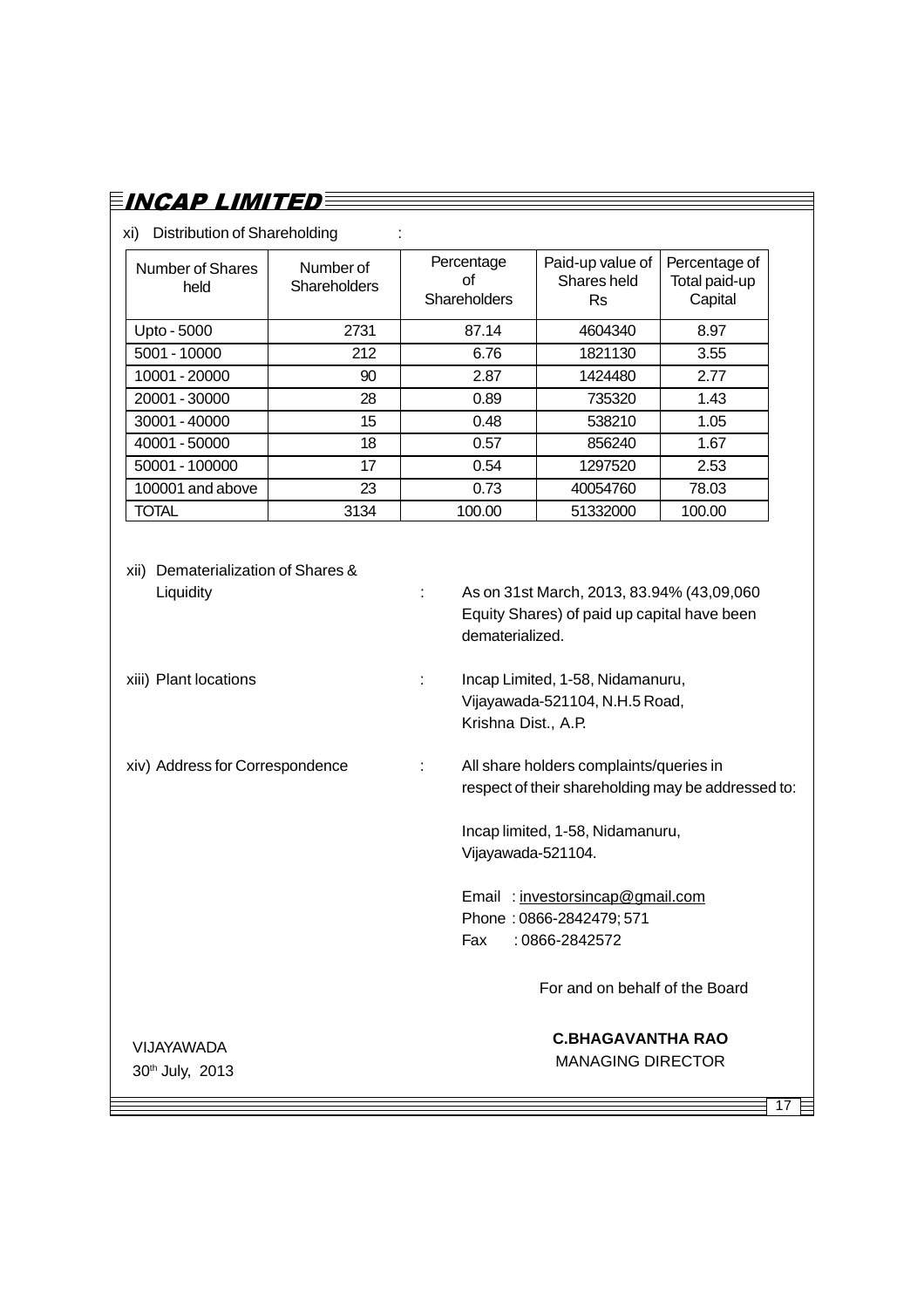xi) Distribution of Shareholding :

| Number of Shares held | Number of Shareholders | Percentage of Shareholders | Paid-up value of Shares held Rs | Percentage of Total paid-up Capital |
|---|---|---|---|---|
| Upto - 5000 | 2731 | 87.14 | 4604340 | 8.97 |
| 5001 - 10000 | 212 | 6.76 | 1821130 | 3.55 |
| 10001 - 20000 | 90 | 2.87 | 1424480 | 2.77 |
| 20001 - 30000 | 28 | 0.89 | 735320 | 1.43 |
| 30001 - 40000 | 15 | 0.48 | 538210 | 1.05 |
| 40001 - 50000 | 18 | 0.57 | 856240 | 1.67 |
| 50001 - 100000 | 17 | 0.54 | 1297520 | 2.53 |
| 100001 and above | 23 | 0.73 | 40054760 | 78.03 |
| TOTAL | 3134 | 100.00 | 51332000 | 100.00 |

xii) Dematerialization of Shares & Liquidity : As on 31st March, 2013, 83.94% (43,09,060 Equity Shares) of paid up capital have been dematerialized.

xiii) Plant locations : Incap Limited, 1-58, Nidamanuru, Vijayawada-521104, N.H.5 Road, Krishna Dist., A.P.

xiv) Address for Correspondence : All share holders complaints/queries in respect of their shareholding may be addressed to:

Incap limited, 1-58, Nidamanuru, Vijayawada-521104.

Email : investorsincap@gmail.com
Phone : 0866-2842479; 571
Fax : 0866-2842572

For and on behalf of the Board

VIJAYAWADA
30th July, 2013

**C.BHAGAVANTHA RAO**
MANAGING DIRECTOR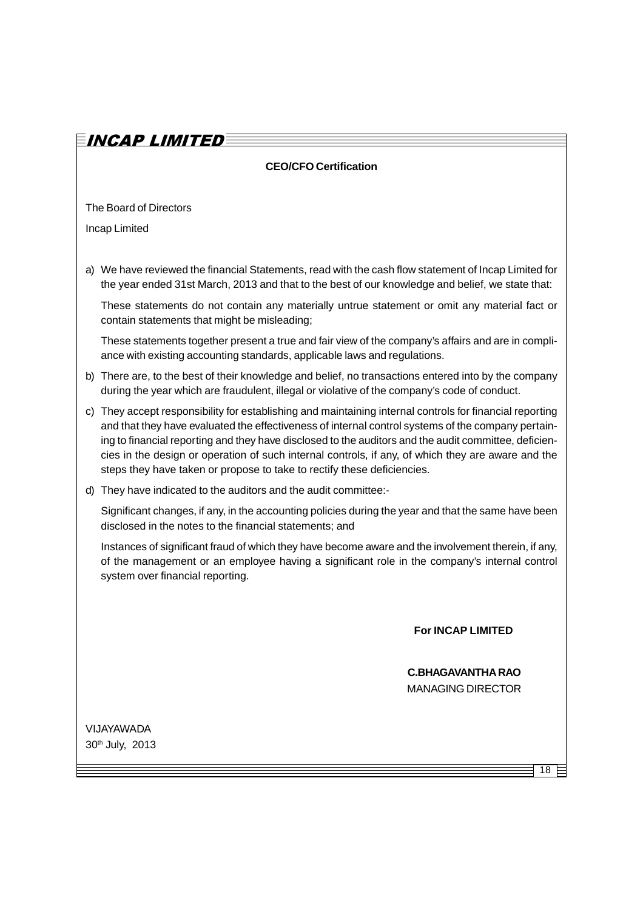## CEO/CFO Certification

The Board of Directors

Incap Limited

a) We have reviewed the financial Statements, read with the cash flow statement of Incap Limited for the year ended 31st March, 2013 and that to the best of our knowledge and belief, we state that:

   These statements do not contain any materially untrue statement or omit any material fact or contain statements that might be misleading;

   These statements together present a true and fair view of the company's affairs and are in compliance with existing accounting standards, applicable laws and regulations.

b) There are, to the best of their knowledge and belief, no transactions entered into by the company during the year which are fraudulent, illegal or violative of the company's code of conduct.

c) They accept responsibility for establishing and maintaining internal controls for financial reporting and that they have evaluated the effectiveness of internal control systems of the company pertaining to financial reporting and they have disclosed to the auditors and the audit committee, deficiencies in the design or operation of such internal controls, if any, of which they are aware and the steps they have taken or propose to take to rectify these deficiencies.

d) They have indicated to the auditors and the audit committee:-

   Significant changes, if any, in the accounting policies during the year and that the same have been disclosed in the notes to the financial statements; and

   Instances of significant fraud of which they have become aware and the involvement therein, if any, of the management or an employee having a significant role in the company's internal control system over financial reporting.

**For INCAP LIMITED**

**C.BHAGAVANTHA RAO**
MANAGING DIRECTOR

VIJAYAWADA
30th July, 2013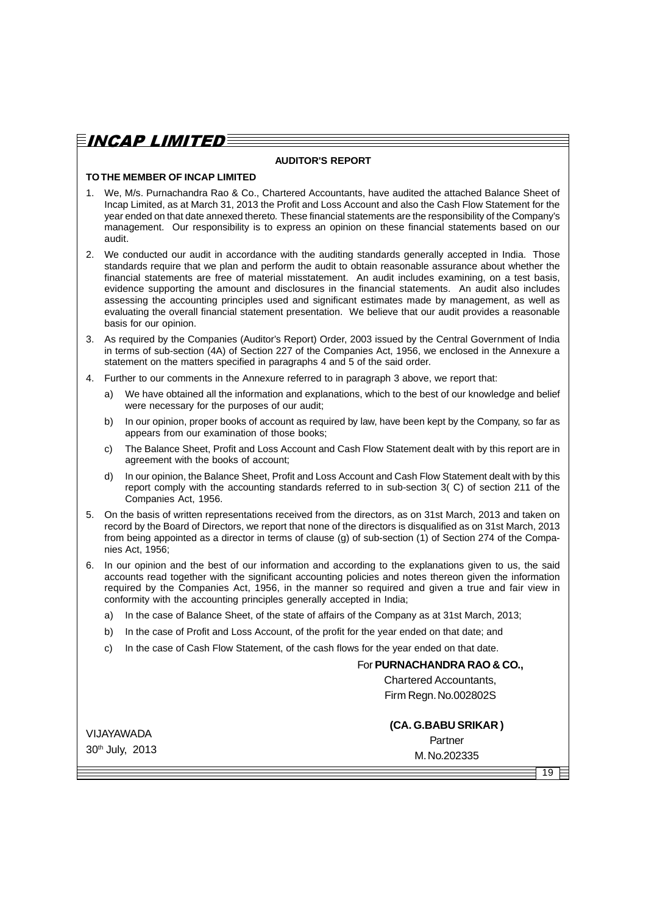## AUDITOR'S REPORT

**TO THE MEMBER OF INCAP LIMITED**

1. We, M/s. Purnachandra Rao & Co., Chartered Accountants, have audited the attached Balance Sheet of Incap Limited, as at March 31, 2013 the Profit and Loss Account and also the Cash Flow Statement for the year ended on that date annexed thereto. These financial statements are the responsibility of the Company's management. Our responsibility is to express an opinion on these financial statements based on our audit.

2. We conducted our audit in accordance with the auditing standards generally accepted in India. Those standards require that we plan and perform the audit to obtain reasonable assurance about whether the financial statements are free of material misstatement. An audit includes examining, on a test basis, evidence supporting the amount and disclosures in the financial statements. An audit also includes assessing the accounting principles used and significant estimates made by management, as well as evaluating the overall financial statement presentation. We believe that our audit provides a reasonable basis for our opinion.

3. As required by the Companies (Auditor's Report) Order, 2003 issued by the Central Government of India in terms of sub-section (4A) of Section 227 of the Companies Act, 1956, we enclosed in the Annexure a statement on the matters specified in paragraphs 4 and 5 of the said order.

4. Further to our comments in the Annexure referred to in paragraph 3 above, we report that:

   a) We have obtained all the information and explanations, which to the best of our knowledge and belief were necessary for the purposes of our audit;

   b) In our opinion, proper books of account as required by law, have been kept by the Company, so far as appears from our examination of those books;

   c) The Balance Sheet, Profit and Loss Account and Cash Flow Statement dealt with by this report are in agreement with the books of account;

   d) In our opinion, the Balance Sheet, Profit and Loss Account and Cash Flow Statement dealt with by this report comply with the accounting standards referred to in sub-section 3( C) of section 211 of the Companies Act, 1956.

5. On the basis of written representations received from the directors, as on 31st March, 2013 and taken on record by the Board of Directors, we report that none of the directors is disqualified as on 31st March, 2013 from being appointed as a director in terms of clause (g) of sub-section (1) of Section 274 of the Companies Act, 1956;

6. In our opinion and the best of our information and according to the explanations given to us, the said accounts read together with the significant accounting policies and notes thereon given the information required by the Companies Act, 1956, in the manner so required and given a true and fair view in conformity with the accounting principles generally accepted in India;

   a) In the case of Balance Sheet, of the state of affairs of the Company as at 31st March, 2013;

   b) In the case of Profit and Loss Account, of the profit for the year ended on that date; and

   c) In the case of Cash Flow Statement, of the cash flows for the year ended on that date.

For **PURNACHANDRA RAO & CO.,**
Chartered Accountants,
Firm Regn. No.002802S

**(CA. G.BABU SRIKAR )**
Partner
M. No.202335

VIJAYAWADA
30th July, 2013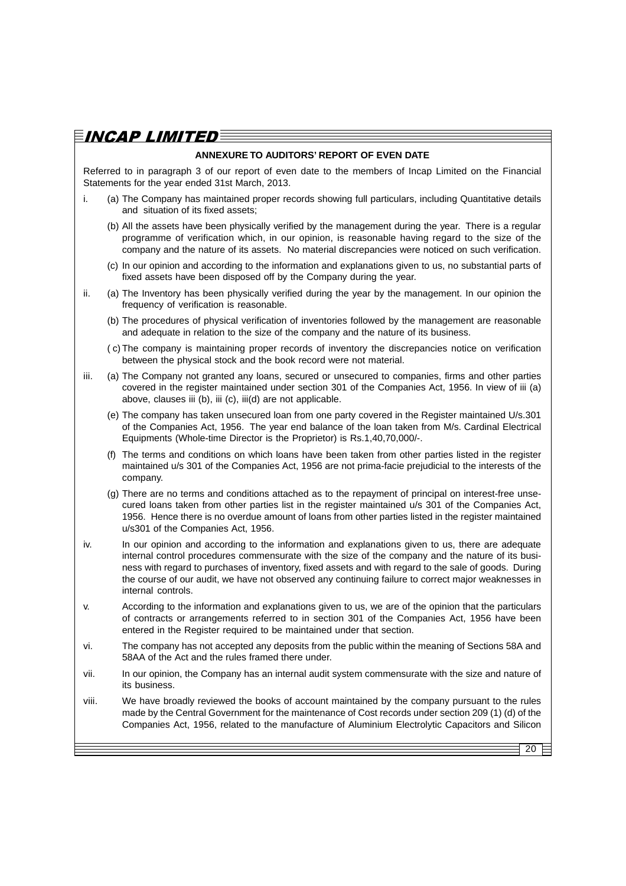## ANNEXURE TO AUDITORS' REPORT OF EVEN DATE

Referred to in paragraph 3 of our report of even date to the members of Incap Limited on the Financial Statements for the year ended 31st March, 2013.

i. (a) The Company has maintained proper records showing full particulars, including Quantitative details and situation of its fixed assets;

   (b) All the assets have been physically verified by the management during the year. There is a regular programme of verification which, in our opinion, is reasonable having regard to the size of the company and the nature of its assets. No material discrepancies were noticed on such verification.

   (c) In our opinion and according to the information and explanations given to us, no substantial parts of fixed assets have been disposed off by the Company during the year.

ii. (a) The Inventory has been physically verified during the year by the management. In our opinion the frequency of verification is reasonable.

   (b) The procedures of physical verification of inventories followed by the management are reasonable and adequate in relation to the size of the company and the nature of its business.

   ( c) The company is maintaining proper records of inventory the discrepancies notice on verification between the physical stock and the book record were not material.

iii. (a) The Company not granted any loans, secured or unsecured to companies, firms and other parties covered in the register maintained under section 301 of the Companies Act, 1956. In view of iii (a) above, clauses iii (b), iii (c), iii(d) are not applicable.

   (e) The company has taken unsecured loan from one party covered in the Register maintained U/s.301 of the Companies Act, 1956. The year end balance of the loan taken from M/s. Cardinal Electrical Equipments (Whole-time Director is the Proprietor) is Rs.1,40,70,000/-.

   (f) The terms and conditions on which loans have been taken from other parties listed in the register maintained u/s 301 of the Companies Act, 1956 are not prima-facie prejudicial to the interests of the company.

   (g) There are no terms and conditions attached as to the repayment of principal on interest-free unsecured loans taken from other parties list in the register maintained u/s 301 of the Companies Act, 1956. Hence there is no overdue amount of loans from other parties listed in the register maintained u/s301 of the Companies Act, 1956.

iv. In our opinion and according to the information and explanations given to us, there are adequate internal control procedures commensurate with the size of the company and the nature of its business with regard to purchases of inventory, fixed assets and with regard to the sale of goods. During the course of our audit, we have not observed any continuing failure to correct major weaknesses in internal controls.

v. According to the information and explanations given to us, we are of the opinion that the particulars of contracts or arrangements referred to in section 301 of the Companies Act, 1956 have been entered in the Register required to be maintained under that section.

vi. The company has not accepted any deposits from the public within the meaning of Sections 58A and 58AA of the Act and the rules framed there under.

vii. In our opinion, the Company has an internal audit system commensurate with the size and nature of its business.

viii. We have broadly reviewed the books of account maintained by the company pursuant to the rules made by the Central Government for the maintenance of Cost records under section 209 (1) (d) of the Companies Act, 1956, related to the manufacture of Aluminium Electrolytic Capacitors and Silicon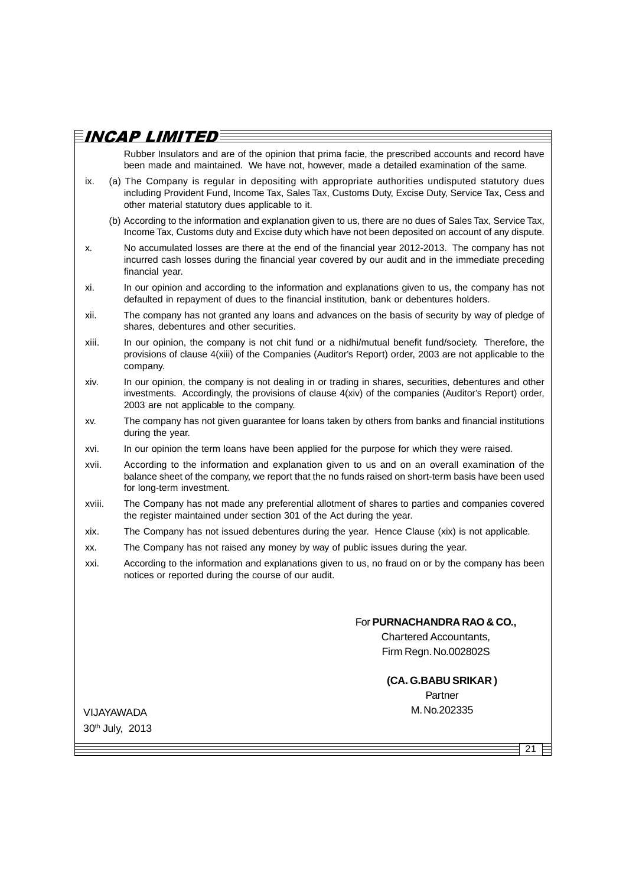Rubber Insulators and are of the opinion that prima facie, the prescribed accounts and record have been made and maintained. We have not, however, made a detailed examination of the same.

ix. (a) The Company is regular in depositing with appropriate authorities undisputed statutory dues including Provident Fund, Income Tax, Sales Tax, Customs Duty, Excise Duty, Service Tax, Cess and other material statutory dues applicable to it.

(b) According to the information and explanation given to us, there are no dues of Sales Tax, Service Tax, Income Tax, Customs duty and Excise duty which have not been deposited on account of any dispute.

x. No accumulated losses are there at the end of the financial year 2012-2013. The company has not incurred cash losses during the financial year covered by our audit and in the immediate preceding financial year.

xi. In our opinion and according to the information and explanations given to us, the company has not defaulted in repayment of dues to the financial institution, bank or debentures holders.

xii. The company has not granted any loans and advances on the basis of security by way of pledge of shares, debentures and other securities.

xiii. In our opinion, the company is not chit fund or a nidhi/mutual benefit fund/society. Therefore, the provisions of clause 4(xiii) of the Companies (Auditor's Report) order, 2003 are not applicable to the company.

xiv. In our opinion, the company is not dealing in or trading in shares, securities, debentures and other investments. Accordingly, the provisions of clause 4(xiv) of the companies (Auditor's Report) order, 2003 are not applicable to the company.

xv. The company has not given guarantee for loans taken by others from banks and financial institutions during the year.

xvi. In our opinion the term loans have been applied for the purpose for which they were raised.

xvii. According to the information and explanation given to us and on an overall examination of the balance sheet of the company, we report that the no funds raised on short-term basis have been used for long-term investment.

xviii. The Company has not made any preferential allotment of shares to parties and companies covered the register maintained under section 301 of the Act during the year.

xix. The Company has not issued debentures during the year. Hence Clause (xix) is not applicable.

xx. The Company has not raised any money by way of public issues during the year.

xxi. According to the information and explanations given to us, no fraud on or by the company has been notices or reported during the course of our audit.

For **PURNACHANDRA RAO & CO.,**
Chartered Accountants,
Firm Regn. No.002802S

**(CA. G.BABU SRIKAR )**
Partner
M. No.202335

VIJAYAWADA
30th July, 2013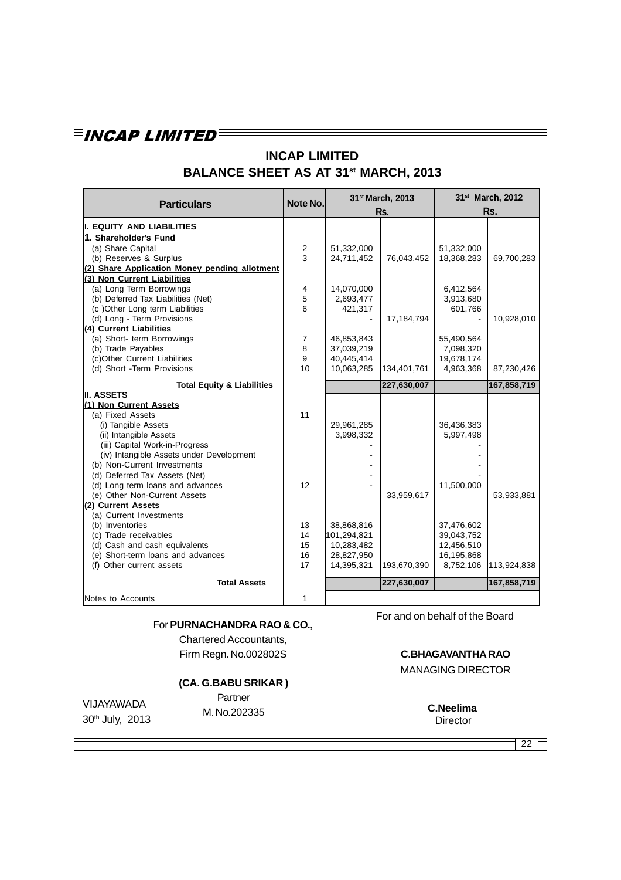# INCAP LIMITED

## BALANCE SHEET AS AT 31st MARCH, 2013

| Particulars | Note No. | 31st March, 2013 Rs. | | 31st March, 2012 Rs. | |
|---|---|---|---|---|---|
| **I. EQUITY AND LIABILITIES** | | | | | |
| **1. Shareholder's Fund** | | | | | |
| (a) Share Capital | 2 | 51,332,000 | | 51,332,000 | |
| (b) Reserves & Surplus | 3 | 24,711,452 | 76,043,452 | 18,368,283 | 69,700,283 |
| **(2) Share Application Money pending allotment** | | | | | |
| **(3) Non Current Liabilities** | | | | | |
| (a) Long Term Borrowings | 4 | 14,070,000 | | 6,412,564 | |
| (b) Deferred Tax Liabilities (Net) | 5 | 2,693,477 | | 3,913,680 | |
| (c )Other Long term Liabilities | 6 | 421,317 | | 601,766 | |
| (d) Long - Term Provisions | | - | 17,184,794 | - | 10,928,010 |
| **(4) Current Liabilities** | | | | | |
| (a) Short- term Borrowings | 7 | 46,853,843 | | 55,490,564 | |
| (b) Trade Payables | 8 | 37,039,219 | | 7,098,320 | |
| (c)Other Current Liabilities | 9 | 40,445,414 | | 19,678,174 | |
| (d) Short -Term Provisions | 10 | 10,063,285 | 134,401,761 | 4,963,368 | 87,230,426 |
| **Total Equity & Liabilities** | | | **227,630,007** | | **167,858,719** |
| **II. ASSETS** | | | | | |
| **(1) Non Current Assets** | | | | | |
| (a) Fixed Assets | 11 | | | | |
| (i) Tangible Assets | | 29,961,285 | | 36,436,383 | |
| (ii) Intangible Assets | | 3,998,332 | | 5,997,498 | |
| (iii) Capital Work-in-Progress | | - | | - | |
| (iv) Intangible Assets under Development | | - | | - | |
| (b) Non-Current Investments | | - | | - | |
| (d) Deferred Tax Assets (Net) | | - | | - | |
| (d) Long term loans and advances | 12 | - | | 11,500,000 | |
| (e) Other Non-Current Assets | | | 33,959,617 | | 53,933,881 |
| **(2) Current Assets** | | | | | |
| (a) Current Investments | | | | | |
| (b) Inventories | 13 | 38,868,816 | | 37,476,602 | |
| (c) Trade receivables | 14 | 101,294,821 | | 39,043,752 | |
| (d) Cash and cash equivalents | 15 | 10,283,482 | | 12,456,510 | |
| (e) Short-term loans and advances | 16 | 28,827,950 | | 16,195,868 | |
| (f) Other current assets | 17 | 14,395,321 | 193,670,390 | 8,752,106 | 113,924,838 |
| **Total Assets** | | | **227,630,007** | | **167,858,719** |
| Notes to Accounts | 1 | | | | |

For **PURNACHANDRA RAO & CO.,**
Chartered Accountants,
Firm Regn. No.002802S

**(CA. G.BABU SRIKAR )**
Partner
M. No.202335

VIJAYAWADA
30th July, 2013

For and on behalf of the Board

**C.BHAGAVANTHA RAO**
MANAGING DIRECTOR

**C.Neelima**
Director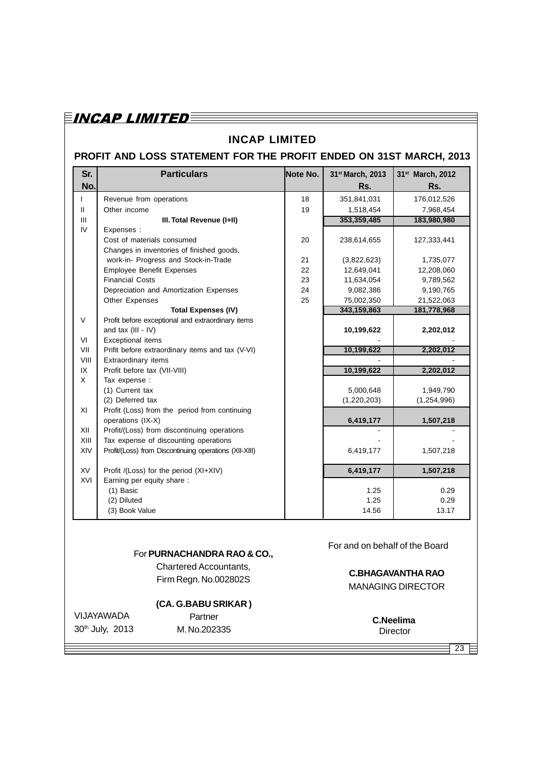# INCAP LIMITED

## PROFIT AND LOSS STATEMENT FOR THE PROFIT ENDED ON 31ST MARCH, 2013

| Sr. No. | Particulars | Note No. | 31st March, 2013 Rs. | 31st March, 2012 Rs. |
|---|---|---|---|---|
| I | Revenue from operations | 18 | 351,841,031 | 176,012,526 |
| II | Other income | 19 | 1,518,454 | 7,968,454 |
| III | **III. Total Revenue (I+II)** | | **353,359,485** | **183,980,980** |
| IV | Expenses : | | | |
| | Cost of materials consumed | 20 | 238,614,655 | 127,333,441 |
| | Changes in inventories of finished goods, work-in- Progress and Stock-in-Trade | 21 | (3,822,623) | 1,735,077 |
| | Employee Benefit Expenses | 22 | 12,649,041 | 12,208,060 |
| | Financial Costs | 23 | 11,634,054 | 9,789,562 |
| | Depreciation and Amortization Expenses | 24 | 9,082,386 | 9,190,765 |
| | Other Expenses | 25 | 75,002,350 | 21,522,063 |
| | **Total Expenses (IV)** | | **343,159,863** | **181,778,968** |
| V | Profit before exceptional and extraordinary items and tax (III - IV) | | **10,199,622** | **2,202,012** |
| VI | Exceptional items | | - | - |
| VII | Prifit before extraordinary items and tax (V-VI) | | **10,199,622** | **2,202,012** |
| VIII | Extraordinary items | | - | - |
| IX | Profit before tax (VII-VIII) | | **10,199,622** | **2,202,012** |
| X | Tax expense : | | | |
| | (1) Current tax | | 5,000,648 | 1,949,790 |
| | (2) Deferred tax | | (1,220,203) | (1,254,996) |
| XI | Profit (Loss) from the period from continuing operations (IX-X) | | **6,419,177** | **1,507,218** |
| XII | Profit/(Loss) from discontinuing operations | | - | - |
| XIII | Tax expense of discounting operations | | - | - |
| XIV | Profit/(Loss) from Discontinuing operations (XII-XIII) | | 6,419,177 | 1,507,218 |
| XV | Profit /(Loss) for the period (XI+XIV) | | **6,419,177** | **1,507,218** |
| XVI | Earning per equity share : | | | |
| | (1) Basic | | 1.25 | 0.29 |
| | (2) Diluted | | 1.25 | 0.29 |
| | (3) Book Value | | 14.56 | 13.17 |

For **PURNACHANDRA RAO & CO.,**
Chartered Accountants,
Firm Regn. No.002802S

**(CA. G.BABU SRIKAR )**
Partner
M. No.202335

VIJAYAWADA
30th July, 2013

For and on behalf of the Board

**C.BHAGAVANTHA RAO**
MANAGING DIRECTOR

**C.Neelima**
Director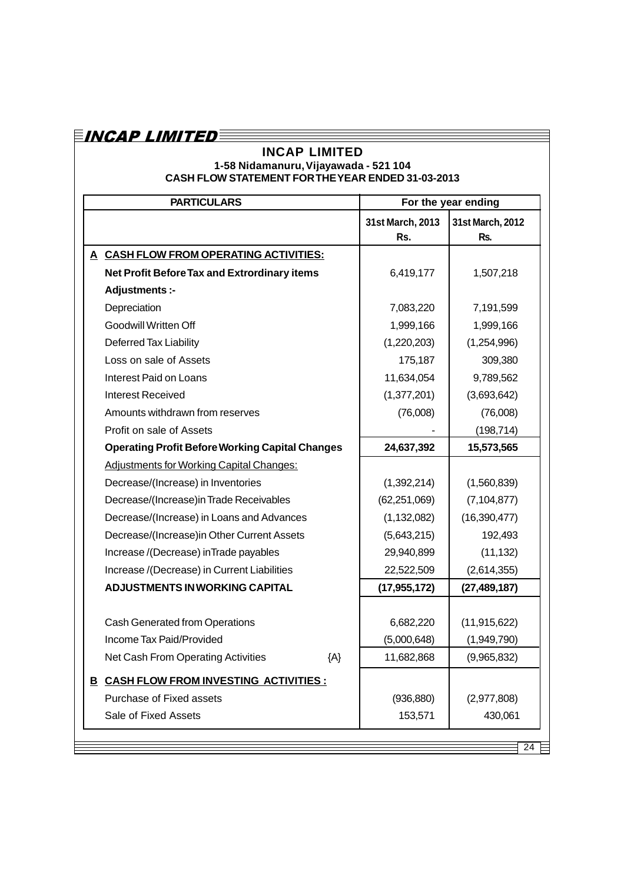# INCAP LIMITED

**1-58 Nidamanuru, Vijayawada - 521 104**

**CASH FLOW STATEMENT FOR THE YEAR ENDED 31-03-2013**

| PARTICULARS | For the year ending | |
|---|---|---|
| | 31st March, 2013 Rs. | 31st March, 2012 Rs. |
| **A CASH FLOW FROM OPERATING ACTIVITIES:** | | |
| **Net Profit Before Tax and Extrordinary items** | 6,419,177 | 1,507,218 |
| **Adjustments :-** | | |
| Depreciation | 7,083,220 | 7,191,599 |
| Goodwill Written Off | 1,999,166 | 1,999,166 |
| Deferred Tax Liability | (1,220,203) | (1,254,996) |
| Loss on sale of Assets | 175,187 | 309,380 |
| Interest Paid on Loans | 11,634,054 | 9,789,562 |
| Interest Received | (1,377,201) | (3,693,642) |
| Amounts withdrawn from reserves | (76,008) | (76,008) |
| Profit on sale of Assets | - | (198,714) |
| **Operating Profit Before Working Capital Changes** | **24,637,392** | **15,573,565** |
| Adjustments for Working Capital Changes: | | |
| Decrease/(Increase) in Inventories | (1,392,214) | (1,560,839) |
| Decrease/(Increase)in Trade Receivables | (62,251,069) | (7,104,877) |
| Decrease/(Increase) in Loans and Advances | (1,132,082) | (16,390,477) |
| Decrease/(Increase)in Other Current Assets | (5,643,215) | 192,493 |
| Increase /(Decrease) inTrade payables | 29,940,899 | (11,132) |
| Increase /(Decrease) in Current Liabilities | 22,522,509 | (2,614,355) |
| **ADJUSTMENTS IN WORKING CAPITAL** | **(17,955,172)** | **(27,489,187)** |
| Cash Generated from Operations | 6,682,220 | (11,915,622) |
| Income Tax Paid/Provided | (5,000,648) | (1,949,790) |
| Net Cash From Operating Activities {A} | 11,682,868 | (9,965,832) |
| **B CASH FLOW FROM INVESTING ACTIVITIES :** | | |
| Purchase of Fixed assets | (936,880) | (2,977,808) |
| Sale of Fixed Assets | 153,571 | 430,061 |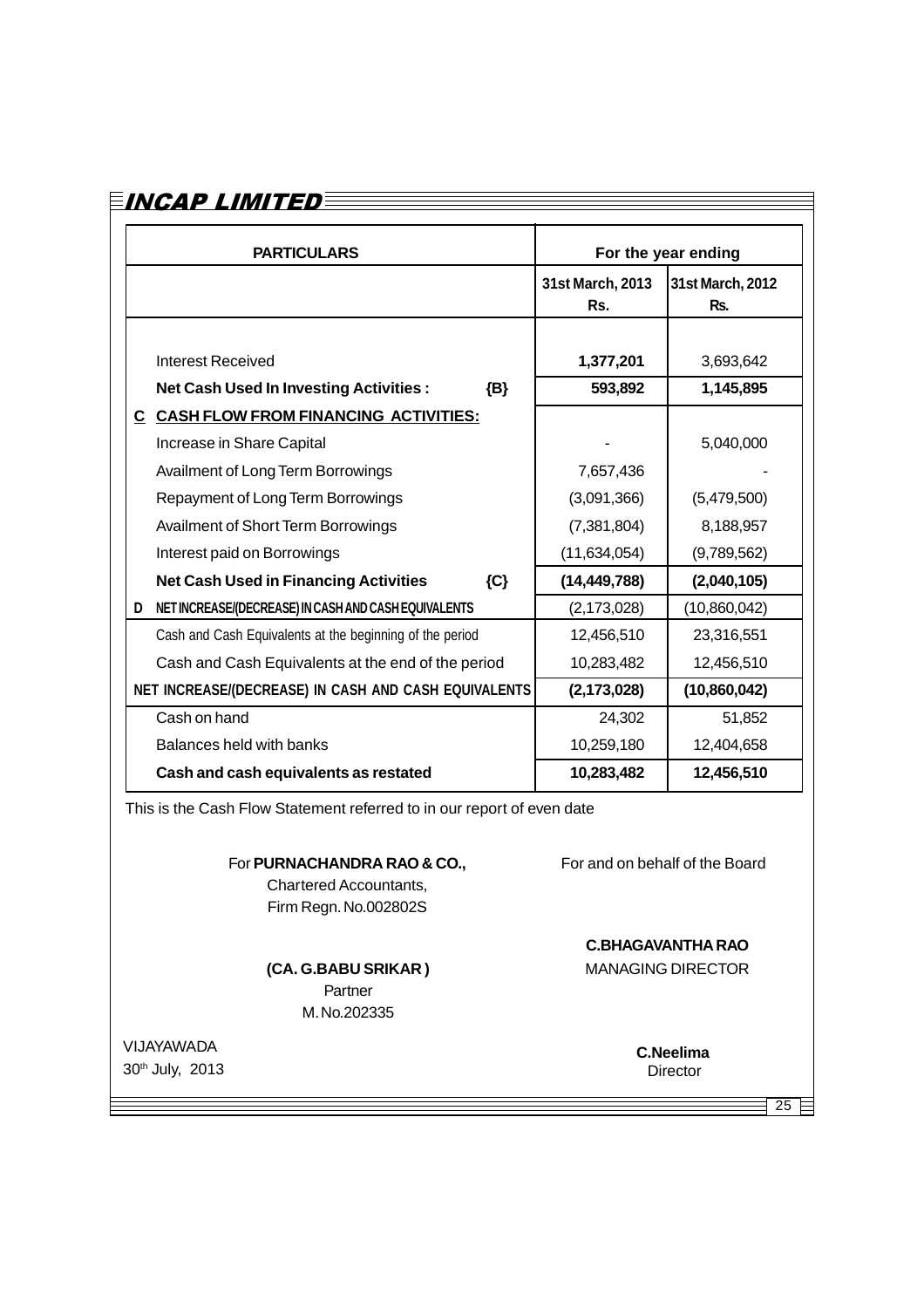| PARTICULARS | For the year ending | |
|---|---|---|
| | 31st March, 2013<br>Rs. | 31st March, 2012<br>Rs. |
| Interest Received | 1,377,201 | 3,693,642 |
| **Net Cash Used In Investing Activities : {B}** | **593,892** | **1,145,895** |
| **C CASH FLOW FROM FINANCING ACTIVITIES:** | | |
| Increase in Share Capital | - | 5,040,000 |
| Availment of Long Term Borrowings | 7,657,436 | - |
| Repayment of Long Term Borrowings | (3,091,366) | (5,479,500) |
| Availment of Short Term Borrowings | (7,381,804) | 8,188,957 |
| Interest paid on Borrowings | (11,634,054) | (9,789,562) |
| **Net Cash Used in Financing Activities {C}** | **(14,449,788)** | **(2,040,105)** |
| **D NET INCREASE/(DECREASE) IN CASH AND CASH EQUIVALENTS** | (2,173,028) | (10,860,042) |
| Cash and Cash Equivalents at the beginning of the period | 12,456,510 | 23,316,551 |
| Cash and Cash Equivalents at the end of the period | 10,283,482 | 12,456,510 |
| **NET INCREASE/(DECREASE) IN CASH AND CASH EQUIVALENTS** | **(2,173,028)** | **(10,860,042)** |
| Cash on hand | 24,302 | 51,852 |
| Balances held with banks | 10,259,180 | 12,404,658 |
| **Cash and cash equivalents as restated** | **10,283,482** | **12,456,510** |

This is the Cash Flow Statement referred to in our report of even date

For **PURNACHANDRA RAO & CO.,**
Chartered Accountants,
Firm Regn. No.002802S

**(CA. G.BABU SRIKAR )**
Partner
M. No.202335

VIJAYAWADA
30th July, 2013

For and on behalf of the Board

**C.BHAGAVANTHA RAO**
MANAGING DIRECTOR

**C.Neelima**
Director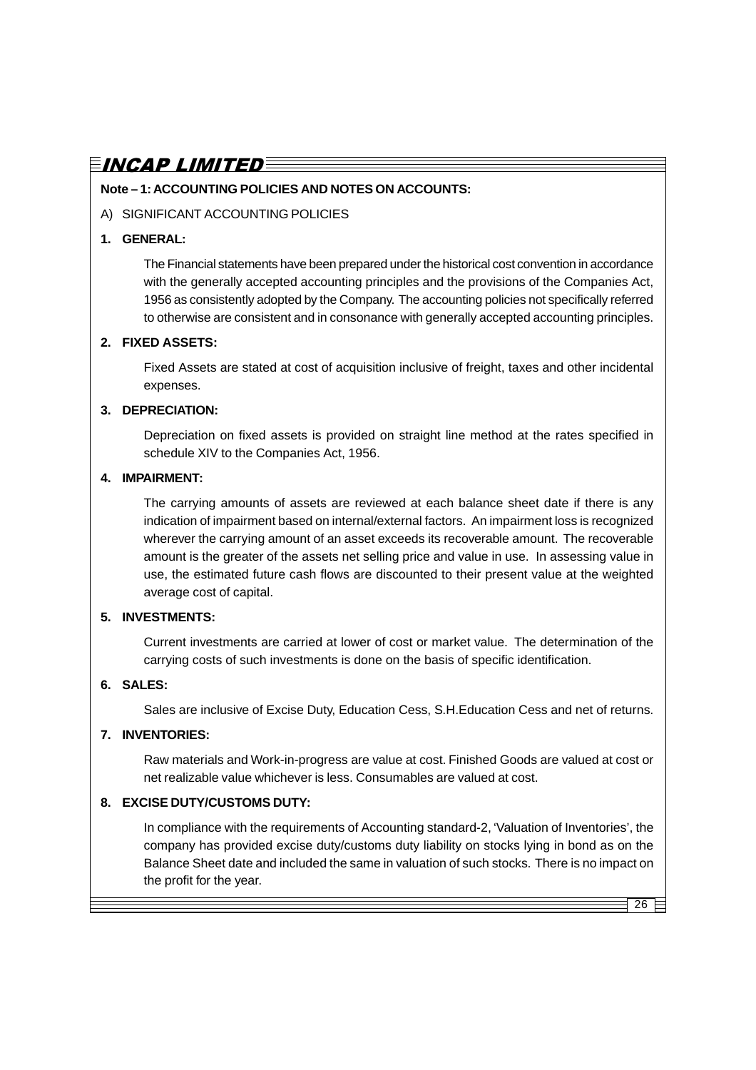**Note – 1: ACCOUNTING POLICIES AND NOTES ON ACCOUNTS:**

A) SIGNIFICANT ACCOUNTING POLICIES

**1. GENERAL:**

The Financial statements have been prepared under the historical cost convention in accordance with the generally accepted accounting principles and the provisions of the Companies Act, 1956 as consistently adopted by the Company. The accounting policies not specifically referred to otherwise are consistent and in consonance with generally accepted accounting principles.

**2. FIXED ASSETS:**

Fixed Assets are stated at cost of acquisition inclusive of freight, taxes and other incidental expenses.

**3. DEPRECIATION:**

Depreciation on fixed assets is provided on straight line method at the rates specified in schedule XIV to the Companies Act, 1956.

**4. IMPAIRMENT:**

The carrying amounts of assets are reviewed at each balance sheet date if there is any indication of impairment based on internal/external factors. An impairment loss is recognized wherever the carrying amount of an asset exceeds its recoverable amount. The recoverable amount is the greater of the assets net selling price and value in use. In assessing value in use, the estimated future cash flows are discounted to their present value at the weighted average cost of capital.

**5. INVESTMENTS:**

Current investments are carried at lower of cost or market value. The determination of the carrying costs of such investments is done on the basis of specific identification.

**6. SALES:**

Sales are inclusive of Excise Duty, Education Cess, S.H.Education Cess and net of returns.

**7. INVENTORIES:**

Raw materials and Work-in-progress are value at cost. Finished Goods are valued at cost or net realizable value whichever is less. Consumables are valued at cost.

**8. EXCISE DUTY/CUSTOMS DUTY:**

In compliance with the requirements of Accounting standard-2, 'Valuation of Inventories', the company has provided excise duty/customs duty liability on stocks lying in bond as on the Balance Sheet date and included the same in valuation of such stocks. There is no impact on the profit for the year.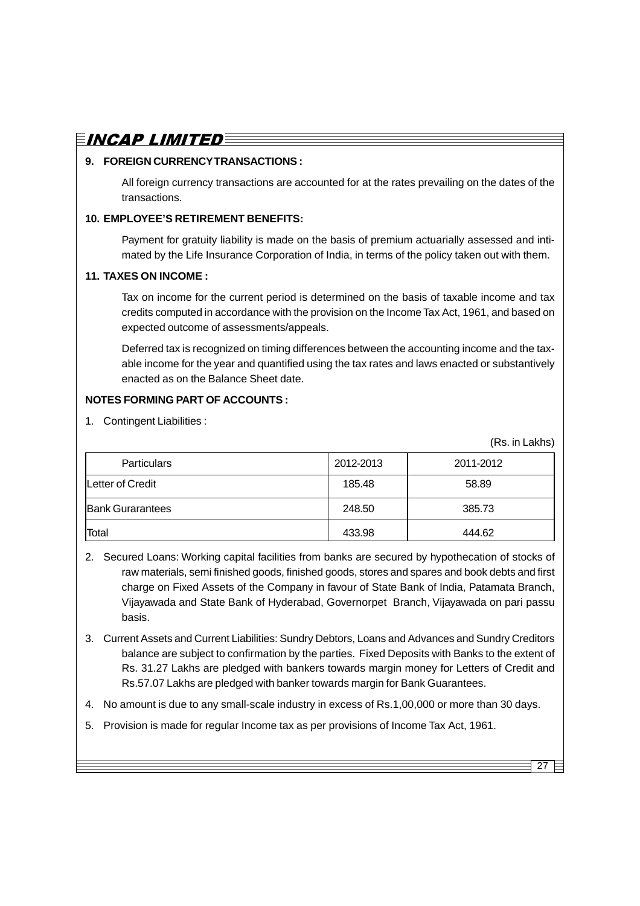**9. FOREIGN CURRENCY TRANSACTIONS :**

All foreign currency transactions are accounted for at the rates prevailing on the dates of the transactions.

**10. EMPLOYEE'S RETIREMENT BENEFITS:**

Payment for gratuity liability is made on the basis of premium actuarially assessed and intimated by the Life Insurance Corporation of India, in terms of the policy taken out with them.

**11. TAXES ON INCOME :**

Tax on income for the current period is determined on the basis of taxable income and tax credits computed in accordance with the provision on the Income Tax Act, 1961, and based on expected outcome of assessments/appeals.

Deferred tax is recognized on timing differences between the accounting income and the taxable income for the year and quantified using the tax rates and laws enacted or substantively enacted as on the Balance Sheet date.

**NOTES FORMING PART OF ACCOUNTS :**

1. Contingent Liabilities :

(Rs. in Lakhs)

| Particulars | 2012-2013 | 2011-2012 |
|---|---|---|
| Letter of Credit | 185.48 | 58.89 |
| Bank Gurarantees | 248.50 | 385.73 |
| Total | 433.98 | 444.62 |

2. Secured Loans: Working capital facilities from banks are secured by hypothecation of stocks of raw materials, semi finished goods, finished goods, stores and spares and book debts and first charge on Fixed Assets of the Company in favour of State Bank of India, Patamata Branch, Vijayawada and State Bank of Hyderabad, Governorpet Branch, Vijayawada on pari passu basis.

3. Current Assets and Current Liabilities: Sundry Debtors, Loans and Advances and Sundry Creditors balance are subject to confirmation by the parties. Fixed Deposits with Banks to the extent of Rs. 31.27 Lakhs are pledged with bankers towards margin money for Letters of Credit and Rs.57.07 Lakhs are pledged with banker towards margin for Bank Guarantees.

4. No amount is due to any small-scale industry in excess of Rs.1,00,000 or more than 30 days.

5. Provision is made for regular Income tax as per provisions of Income Tax Act, 1961.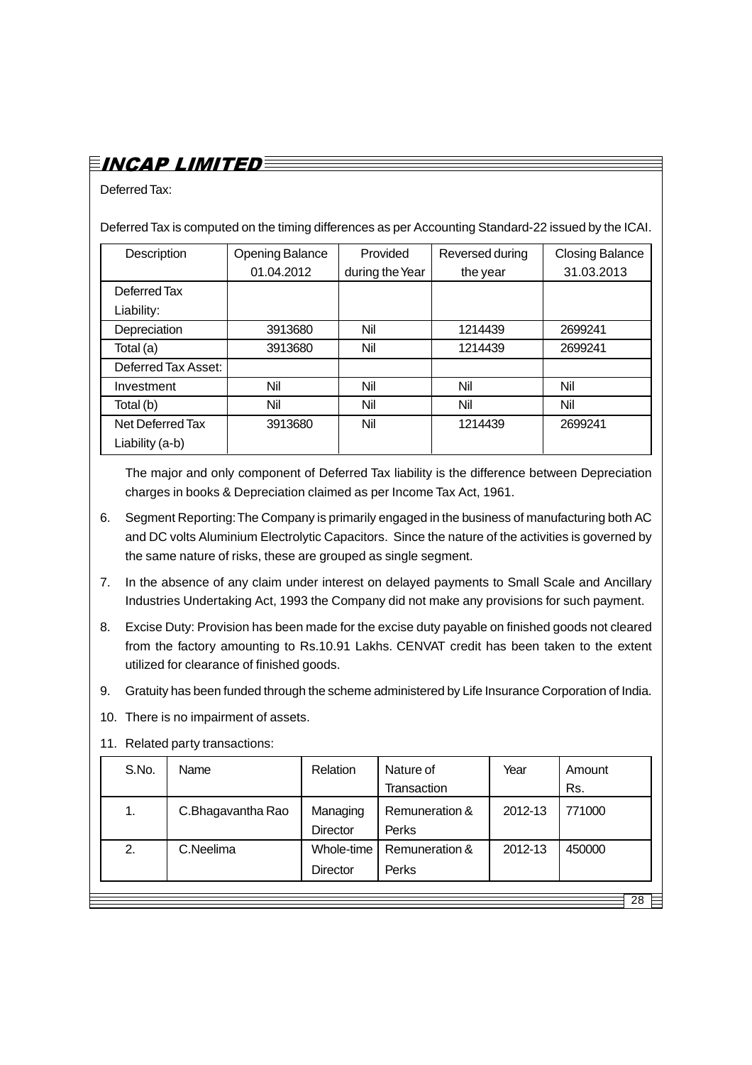Deferred Tax:

Deferred Tax is computed on the timing differences as per Accounting Standard-22 issued by the ICAI.

| Description | Opening Balance 01.04.2012 | Provided during the Year | Reversed during the year | Closing Balance 31.03.2013 |
|---|---|---|---|---|
| Deferred Tax Liability: | | | | |
| Depreciation | 3913680 | Nil | 1214439 | 2699241 |
| Total (a) | 3913680 | Nil | 1214439 | 2699241 |
| Deferred Tax Asset: | | | | |
| Investment | Nil | Nil | Nil | Nil |
| Total (b) | Nil | Nil | Nil | Nil |
| Net Deferred Tax Liability (a-b) | 3913680 | Nil | 1214439 | 2699241 |

The major and only component of Deferred Tax liability is the difference between Depreciation charges in books & Depreciation claimed as per Income Tax Act, 1961.

6. Segment Reporting: The Company is primarily engaged in the business of manufacturing both AC and DC volts Aluminium Electrolytic Capacitors. Since the nature of the activities is governed by the same nature of risks, these are grouped as single segment.
7. In the absence of any claim under interest on delayed payments to Small Scale and Ancillary Industries Undertaking Act, 1993 the Company did not make any provisions for such payment.
8. Excise Duty: Provision has been made for the excise duty payable on finished goods not cleared from the factory amounting to Rs.10.91 Lakhs. CENVAT credit has been taken to the extent utilized for clearance of finished goods.
9. Gratuity has been funded through the scheme administered by Life Insurance Corporation of India.
10. There is no impairment of assets.
11. Related party transactions:

| S.No. | Name | Relation | Nature of Transaction | Year | Amount Rs. |
|---|---|---|---|---|---|
| 1. | C.Bhagavantha Rao | Managing Director | Remuneration & Perks | 2012-13 | 771000 |
| 2. | C.Neelima | Whole-time Director | Remuneration & Perks | 2012-13 | 450000 |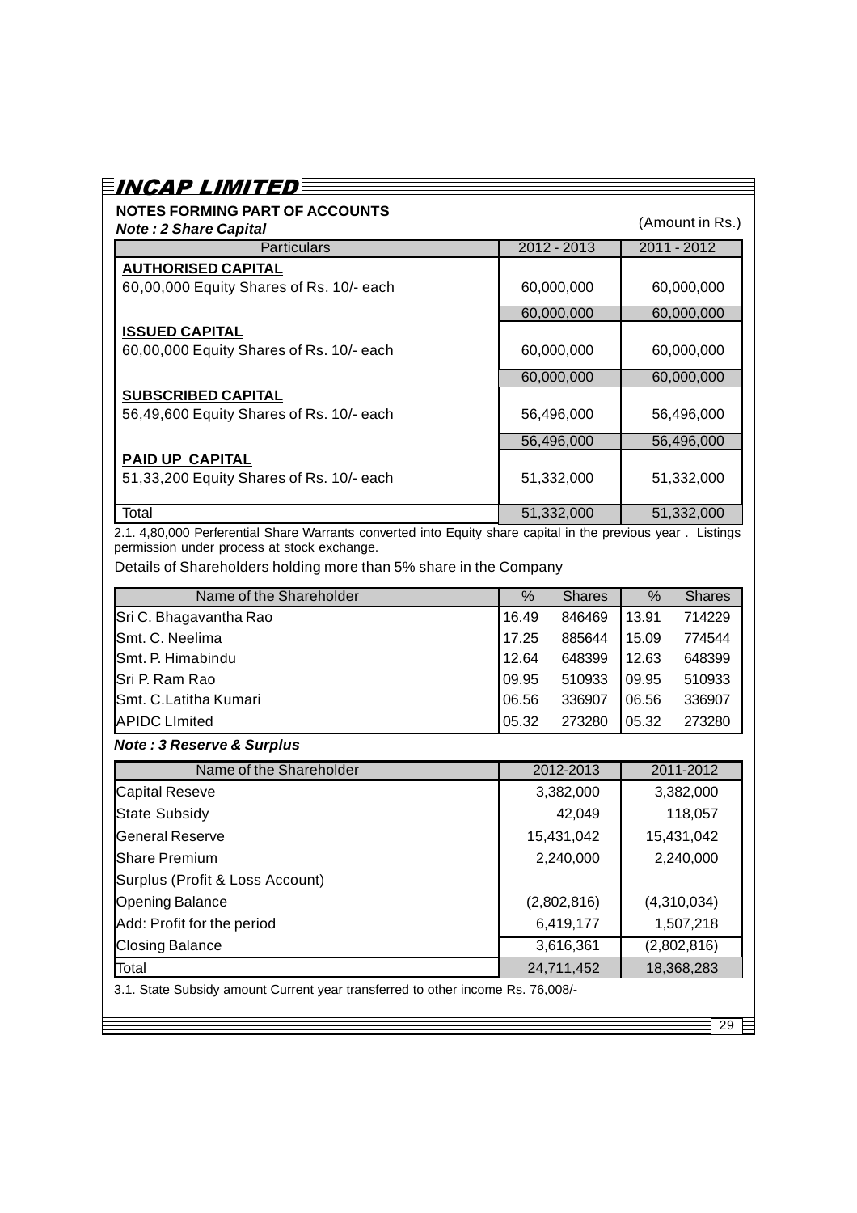# INCAP LIMITED

## NOTES FORMING PART OF ACCOUNTS

***Note : 2 Share Capital***

(Amount in Rs.)

| Particulars | 2012 - 2013 | 2011 - 2012 |
|---|---|---|
| **AUTHORISED CAPITAL** | | |
| 60,00,000 Equity Shares of Rs. 10/- each | 60,000,000 | 60,000,000 |
| | 60,000,000 | 60,000,000 |
| **ISSUED CAPITAL** | | |
| 60,00,000 Equity Shares of Rs. 10/- each | 60,000,000 | 60,000,000 |
| | 60,000,000 | 60,000,000 |
| **SUBSCRIBED CAPITAL** | | |
| 56,49,600 Equity Shares of Rs. 10/- each | 56,496,000 | 56,496,000 |
| | 56,496,000 | 56,496,000 |
| **PAID UP CAPITAL** | | |
| 51,33,200 Equity Shares of Rs. 10/- each | 51,332,000 | 51,332,000 |
| Total | 51,332,000 | 51,332,000 |

2.1. 4,80,000 Perferential Share Warrants converted into Equity share capital in the previous year . Listings permission under process at stock exchange.

Details of Shareholders holding more than 5% share in the Company

| Name of the Shareholder | % | Shares | % | Shares |
|---|---|---|---|---|
| Sri C. Bhagavantha Rao | 16.49 | 846469 | 13.91 | 714229 |
| Smt. C. Neelima | 17.25 | 885644 | 15.09 | 774544 |
| Smt. P. Himabindu | 12.64 | 648399 | 12.63 | 648399 |
| Sri P. Ram Rao | 09.95 | 510933 | 09.95 | 510933 |
| Smt. C.Latitha Kumari | 06.56 | 336907 | 06.56 | 336907 |
| APIDC LImited | 05.32 | 273280 | 05.32 | 273280 |

***Note : 3 Reserve & Surplus***

| Name of the Shareholder | 2012-2013 | 2011-2012 |
|---|---|---|
| Capital Reseve | 3,382,000 | 3,382,000 |
| State Subsidy | 42,049 | 118,057 |
| General Reserve | 15,431,042 | 15,431,042 |
| Share Premium | 2,240,000 | 2,240,000 |
| Surplus (Profit & Loss Account) | | |
| Opening Balance | (2,802,816) | (4,310,034) |
| Add: Profit for the period | 6,419,177 | 1,507,218 |
| Closing Balance | 3,616,361 | (2,802,816) |
| Total | 24,711,452 | 18,368,283 |

3.1. State Subsidy amount Current year transferred to other income Rs. 76,008/-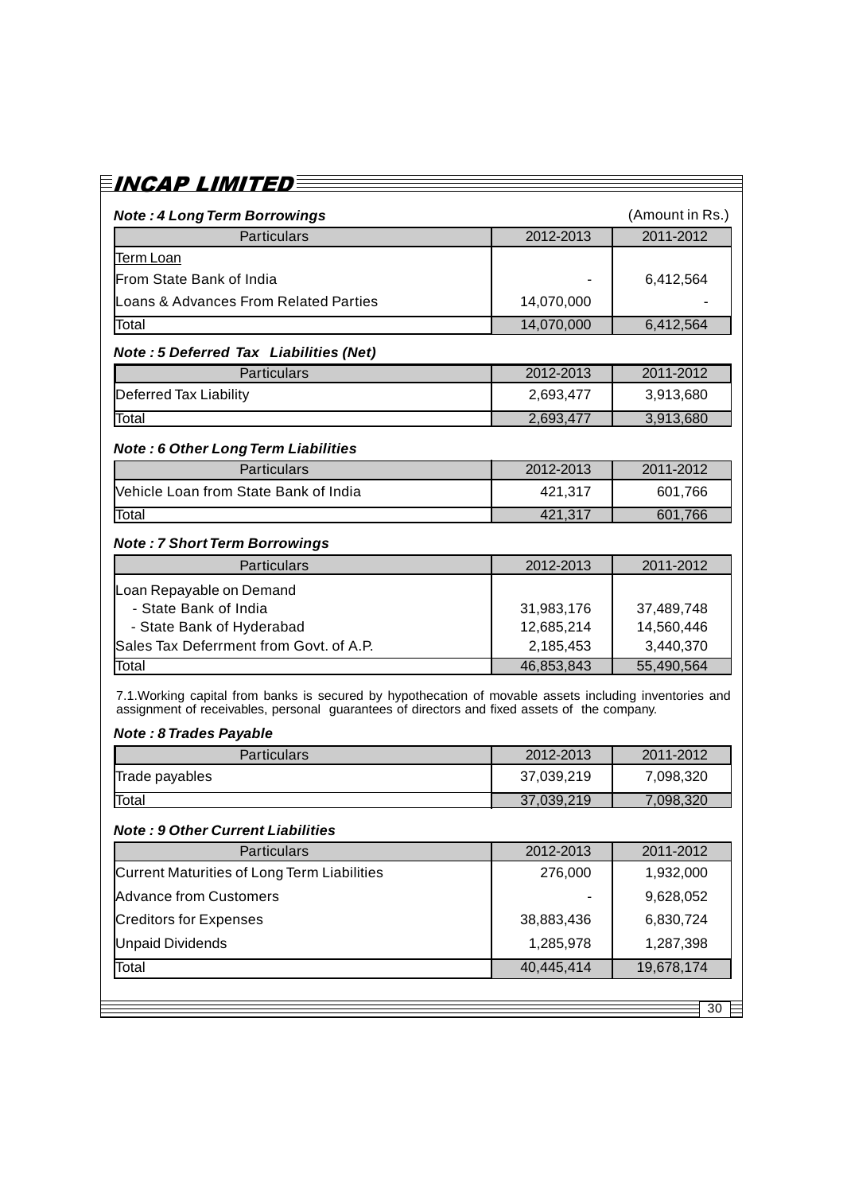## INCAP LIMITED

### *Note : 4 Long Term Borrowings*

(Amount in Rs.)

| Particulars | 2012-2013 | 2011-2012 |
|---|---|---|
| Term Loan | | |
| From State Bank of India | - | 6,412,564 |
| Loans & Advances From Related Parties | 14,070,000 | - |
| Total | 14,070,000 | 6,412,564 |

### *Note : 5 Deferred Tax Liabilities (Net)*

| Particulars | 2012-2013 | 2011-2012 |
|---|---|---|
| Deferred Tax Liability | 2,693,477 | 3,913,680 |
| Total | 2,693,477 | 3,913,680 |

### *Note : 6 Other Long Term Liabilities*

| Particulars | 2012-2013 | 2011-2012 |
|---|---|---|
| Vehicle Loan from State Bank of India | 421,317 | 601,766 |
| Total | 421,317 | 601,766 |

### *Note : 7 Short Term Borrowings*

| Particulars | 2012-2013 | 2011-2012 |
|---|---|---|
| Loan Repayable on Demand | | |
| - State Bank of India | 31,983,176 | 37,489,748 |
| - State Bank of Hyderabad | 12,685,214 | 14,560,446 |
| Sales Tax Deferrment from Govt. of A.P. | 2,185,453 | 3,440,370 |
| Total | 46,853,843 | 55,490,564 |

7.1.Working capital from banks is secured by hypothecation of movable assets including inventories and assignment of receivables, personal guarantees of directors and fixed assets of the company.

### *Note : 8 Trades Payable*

| Particulars | 2012-2013 | 2011-2012 |
|---|---|---|
| Trade payables | 37,039,219 | 7,098,320 |
| Total | 37,039,219 | 7,098,320 |

### *Note : 9 Other Current Liabilities*

| Particulars | 2012-2013 | 2011-2012 |
|---|---|---|
| Current Maturities of Long Term Liabilities | 276,000 | 1,932,000 |
| Advance from Customers | - | 9,628,052 |
| Creditors for Expenses | 38,883,436 | 6,830,724 |
| Unpaid Dividends | 1,285,978 | 1,287,398 |
| Total | 40,445,414 | 19,678,174 |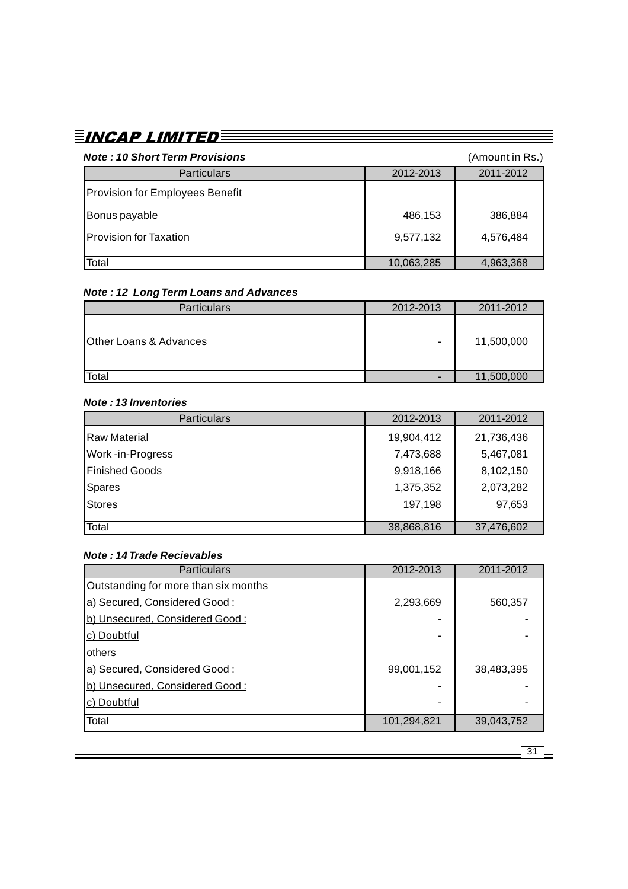## INCAP LIMITED

### *Note : 10 Short Term Provisions*

(Amount in Rs.)

| Particulars | 2012-2013 | 2011-2012 |
|---|---|---|
| Provision for Employees Benefit | | |
| Bonus payable | 486,153 | 386,884 |
| Provision for Taxation | 9,577,132 | 4,576,484 |
| Total | 10,063,285 | 4,963,368 |

### *Note : 12 Long Term Loans and Advances*

| Particulars | 2012-2013 | 2011-2012 |
|---|---|---|
| Other Loans & Advances | - | 11,500,000 |
| Total | - | 11,500,000 |

### *Note : 13 Inventories*

| Particulars | 2012-2013 | 2011-2012 |
|---|---|---|
| Raw Material | 19,904,412 | 21,736,436 |
| Work -in-Progress | 7,473,688 | 5,467,081 |
| Finished Goods | 9,918,166 | 8,102,150 |
| Spares | 1,375,352 | 2,073,282 |
| Stores | 197,198 | 97,653 |
| Total | 38,868,816 | 37,476,602 |

### *Note : 14 Trade Recievables*

| Particulars | 2012-2013 | 2011-2012 |
|---|---|---|
| Outstanding for more than six months | | |
| a) Secured, Considered Good : | 2,293,669 | 560,357 |
| b) Unsecured, Considered Good : | - | - |
| c) Doubtful | - | - |
| others | | |
| a) Secured, Considered Good : | 99,001,152 | 38,483,395 |
| b) Unsecured, Considered Good : | - | - |
| c) Doubtful | - | - |
| Total | 101,294,821 | 39,043,752 |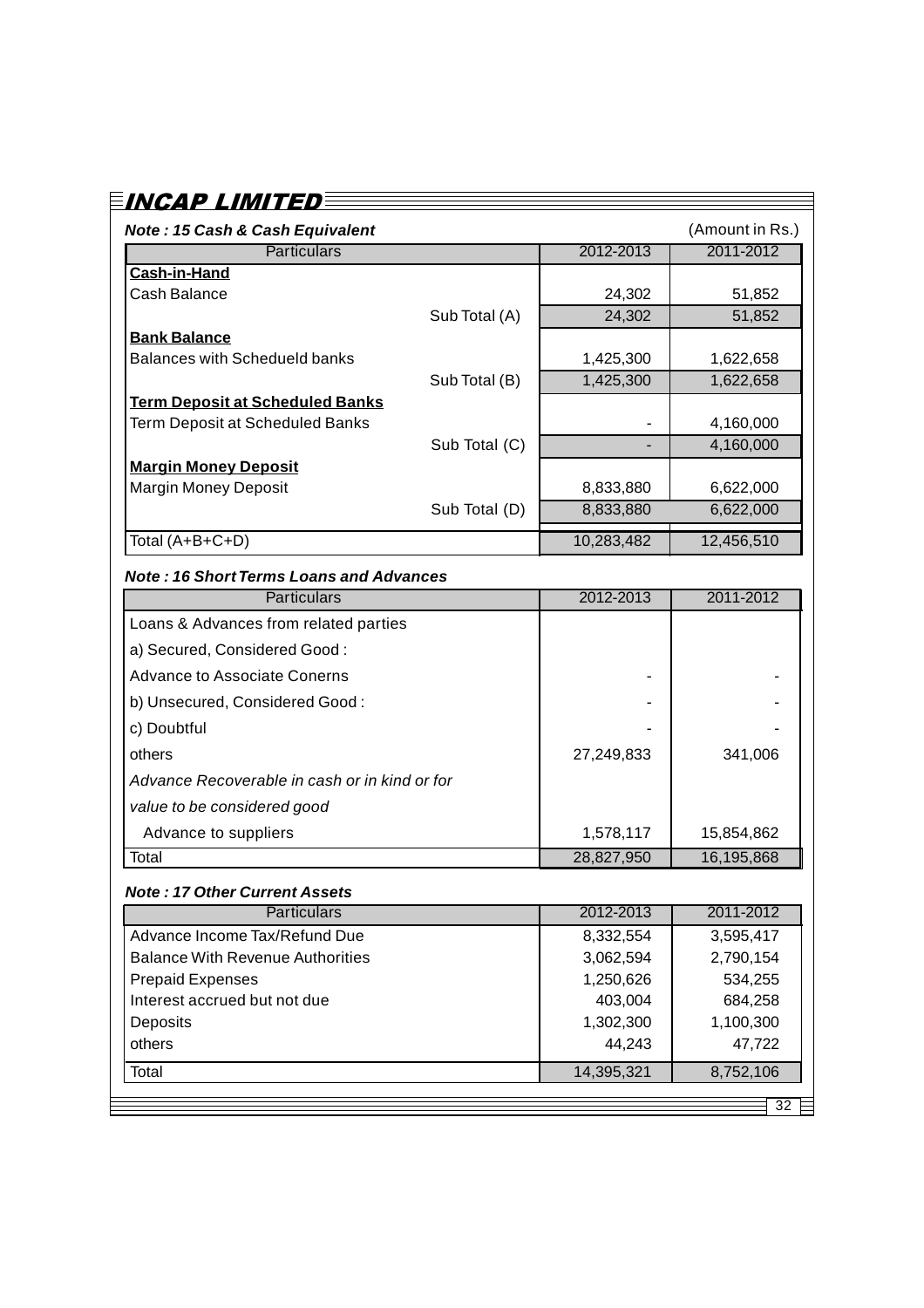# INCAP LIMITED

**_Note : 15 Cash & Cash Equivalent_** (Amount in Rs.)

| Particulars | | 2012-2013 | 2011-2012 |
|---|---|---|---|
| **Cash-in-Hand** | | | |
| Cash Balance | | 24,302 | 51,852 |
| | Sub Total (A) | 24,302 | 51,852 |
| **Bank Balance** | | | |
| Balances with Schedueld banks | | 1,425,300 | 1,622,658 |
| | Sub Total (B) | 1,425,300 | 1,622,658 |
| **Term Deposit at Scheduled Banks** | | | |
| Term Deposit at Scheduled Banks | | - | 4,160,000 |
| | Sub Total (C) | - | 4,160,000 |
| **Margin Money Deposit** | | | |
| Margin Money Deposit | | 8,833,880 | 6,622,000 |
| | Sub Total (D) | 8,833,880 | 6,622,000 |
| Total (A+B+C+D) | | 10,283,482 | 12,456,510 |

**_Note : 16 Short Terms Loans and Advances_**

| Particulars | 2012-2013 | 2011-2012 |
|---|---|---|
| Loans & Advances from related parties | | |
| a) Secured, Considered Good : | | |
| Advance to Associate Conerns | - | - |
| b) Unsecured, Considered Good : | - | - |
| c) Doubtful | - | - |
| others | 27,249,833 | 341,006 |
| *Advance Recoverable in cash or in kind or for* | | |
| *value to be considered good* | | |
| Advance to suppliers | 1,578,117 | 15,854,862 |
| Total | 28,827,950 | 16,195,868 |

**_Note : 17 Other Current Assets_**

| Particulars | 2012-2013 | 2011-2012 |
|---|---|---|
| Advance Income Tax/Refund Due | 8,332,554 | 3,595,417 |
| Balance With Revenue Authorities | 3,062,594 | 2,790,154 |
| Prepaid Expenses | 1,250,626 | 534,255 |
| Interest accrued but not due | 403,004 | 684,258 |
| Deposits | 1,302,300 | 1,100,300 |
| others | 44,243 | 47,722 |
| Total | 14,395,321 | 8,752,106 |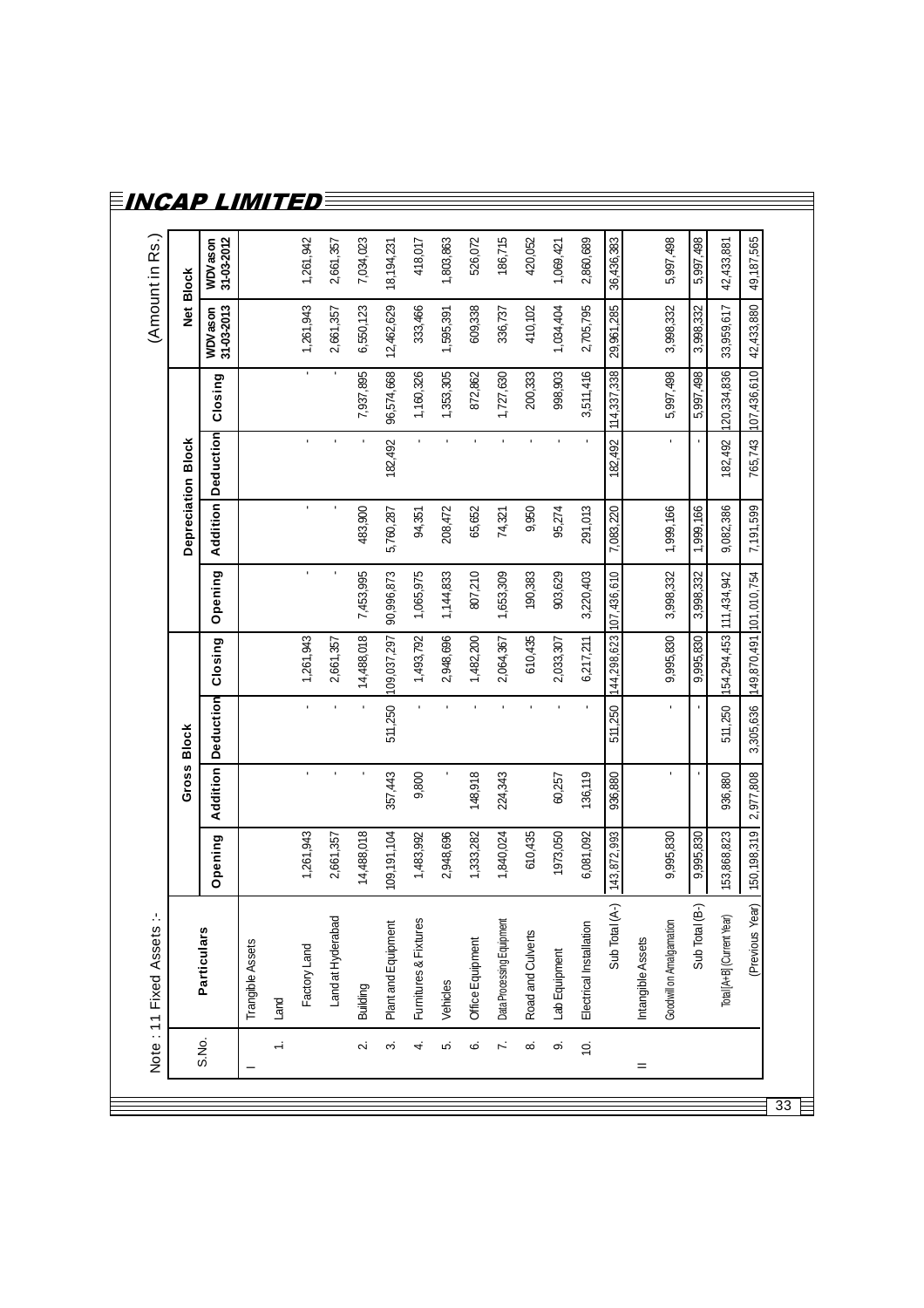# INCAP LIMITED

Note : 11 Fixed Assets :-

(Amount in Rs.)

| S.No. | Particulars | Gross Block | | | | Depreciation Block | | | | Net Block | |
|---|---|---|---|---|---|---|---|---|---|---|---|
| | | Opening | Addition | Deduction | Closing | Opening | Addition | Deduction | Closing | WDV as on 31-03-2013 | WDV as on 31-03-2012 |
| I | Trangible Assets | | | | | | | | | | |
| 1. | Land | | | | | | | | | | |
| | Factory Land | 1,261,943 | - | - | 1,261,943 | - | - | - | - | 1,261,943 | 1,261,942 |
| | Land at Hyderabad | 2,661,357 | - | - | 2,661,357 | - | - | - | - | 2,661,357 | 2,661,357 |
| 2. | Building | 14,488,018 | - | - | 14,488,018 | 7,453,995 | 483,900 | - | 7,937,895 | 6,550,123 | 7,034,023 |
| 3. | Plant and Equipment | 109,191,104 | 357,443 | 511,250 | 109,037,297 | 90,996,873 | 5,760,287 | 182,492 | 96,574,668 | 12,462,629 | 18,194,231 |
| 4. | Furnitures & Fixtures | 1,483,992 | 9,800 | - | 1,493,792 | 1,065,975 | 94,351 | - | 1,160,326 | 333,466 | 418,017 |
| 5. | Vehicles | 2,948,696 | - | - | 2,948,696 | 1,144,833 | 208,472 | - | 1,353,305 | 1,595,391 | 1,803,863 |
| 6. | Office Equipment | 1,333,282 | 148,918 | - | 1,482,200 | 807,210 | 65,652 | - | 872,862 | 609,338 | 526,072 |
| 7. | Data Processing Equipment | 1,840,024 | 224,343 | - | 2,064,367 | 1,653,309 | 74,321 | - | 1,727,630 | 336,737 | 186,715 |
| 8. | Road and Culverts | 610,435 | | - | 610,435 | 190,383 | 9,950 | - | 200,333 | 410,102 | 420,052 |
| 9. | Lab Equipment | 1973,050 | 60,257 | - | 2,033,307 | 903,629 | 95,274 | - | 998,903 | 1,034,404 | 1,069,421 |
| 10. | Electrical Installation | 6,081,092 | 136,119 | - | 6,217,211 | 3,220,403 | 291,013 | - | 3,511,416 | 2,705,795 | 2,860,689 |
| | Sub Total (A-) | 143,872,993 | 936,880 | 511,250 | 144,298,623 | 107,436,610 | 7,083,220 | 182,492 | 114,337,338 | 29,961,285 | 36,436,383 |
| II | Intangible Assets | | | | | | | | | | |
| | Goodwill on Amalgamation | 9,995,830 | - | - | 9,995,830 | 3,998,332 | 1,999,166 | - | 5,997,498 | 3,998,332 | 5,997,498 |
| | Sub Total (B-) | 9,995,830 | - | - | 9,995,830 | 3,998,332 | 1,999,166 | - | 5,997,498 | 3,998,332 | 5,997,498 |
| | Total [A+B] (Current Year) | 153,868,823 | 936,880 | 511,250 | 154,294,453 | 111,434,942 | 9,082,386 | 182,492 | 120,334,836 | 33,959,617 | 42,433,881 |
| | (Previous Year) | 150,198,319 | 2,977,808 | 3,305,636 | 149,870,491 | 101,010,754 | 7,191,599 | 765,743 | 107,436,610 | 42,433,880 | 49,187,565 |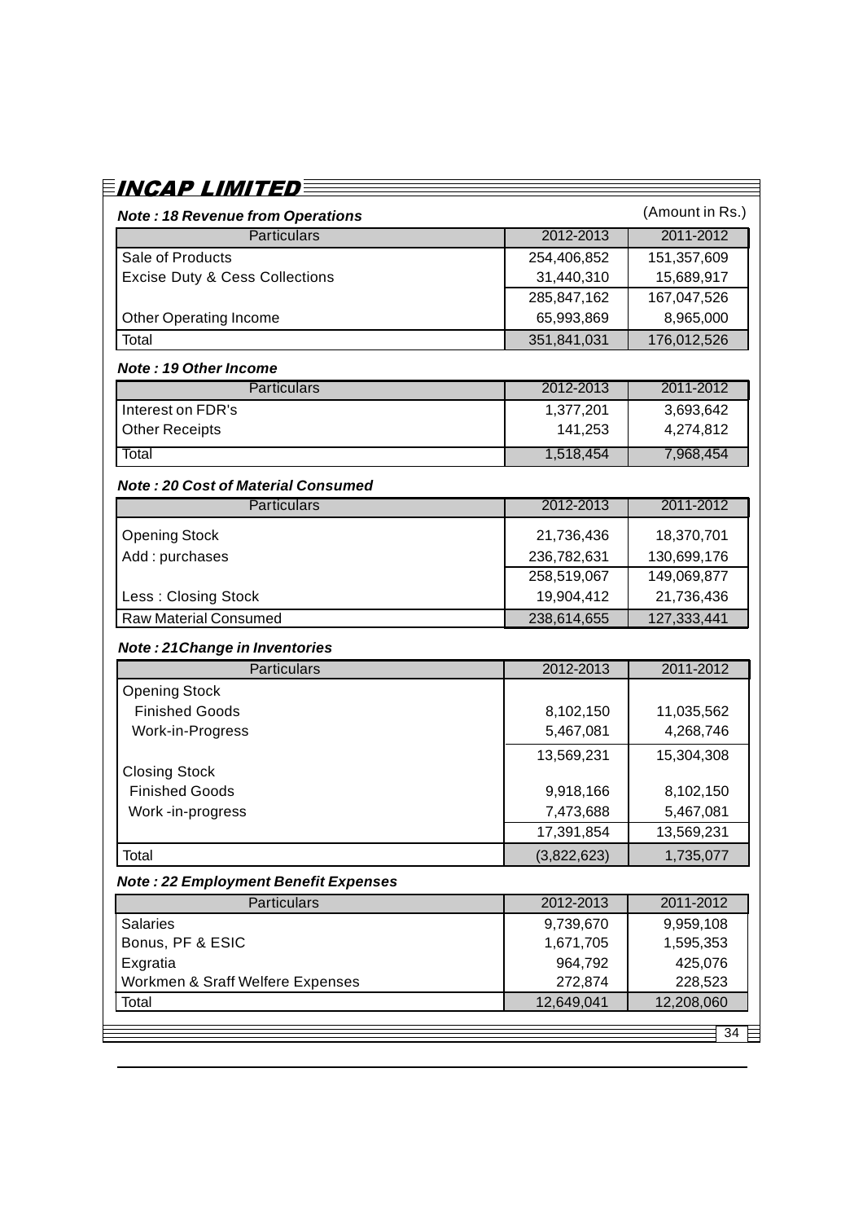**Note : 18 Revenue from Operations**

(Amount in Rs.)

| Particulars | 2012-2013 | 2011-2012 |
|---|---|---|
| Sale of Products | 254,406,852 | 151,357,609 |
| Excise Duty & Cess Collections | 31,440,310 | 15,689,917 |
| | 285,847,162 | 167,047,526 |
| Other Operating Income | 65,993,869 | 8,965,000 |
| Total | 351,841,031 | 176,012,526 |

**Note : 19 Other Income**

| Particulars | 2012-2013 | 2011-2012 |
|---|---|---|
| Interest on FDR's | 1,377,201 | 3,693,642 |
| Other Receipts | 141,253 | 4,274,812 |
| Total | 1,518,454 | 7,968,454 |

**Note : 20 Cost of Material Consumed**

| Particulars | 2012-2013 | 2011-2012 |
|---|---|---|
| Opening Stock | 21,736,436 | 18,370,701 |
| Add : purchases | 236,782,631 | 130,699,176 |
| | 258,519,067 | 149,069,877 |
| Less : Closing Stock | 19,904,412 | 21,736,436 |
| Raw Material Consumed | 238,614,655 | 127,333,441 |

**Note : 21Change in Inventories**

| Particulars | 2012-2013 | 2011-2012 |
|---|---|---|
| Opening Stock | | |
| Finished Goods | 8,102,150 | 11,035,562 |
| Work-in-Progress | 5,467,081 | 4,268,746 |
| | 13,569,231 | 15,304,308 |
| Closing Stock | | |
| Finished Goods | 9,918,166 | 8,102,150 |
| Work -in-progress | 7,473,688 | 5,467,081 |
| | 17,391,854 | 13,569,231 |
| Total | (3,822,623) | 1,735,077 |

**Note : 22 Employment Benefit Expenses**

| Particulars | 2012-2013 | 2011-2012 |
|---|---|---|
| Salaries | 9,739,670 | 9,959,108 |
| Bonus, PF & ESIC | 1,671,705 | 1,595,353 |
| Exgratia | 964,792 | 425,076 |
| Workmen & Sraff Welfere Expenses | 272,874 | 228,523 |
| Total | 12,649,041 | 12,208,060 |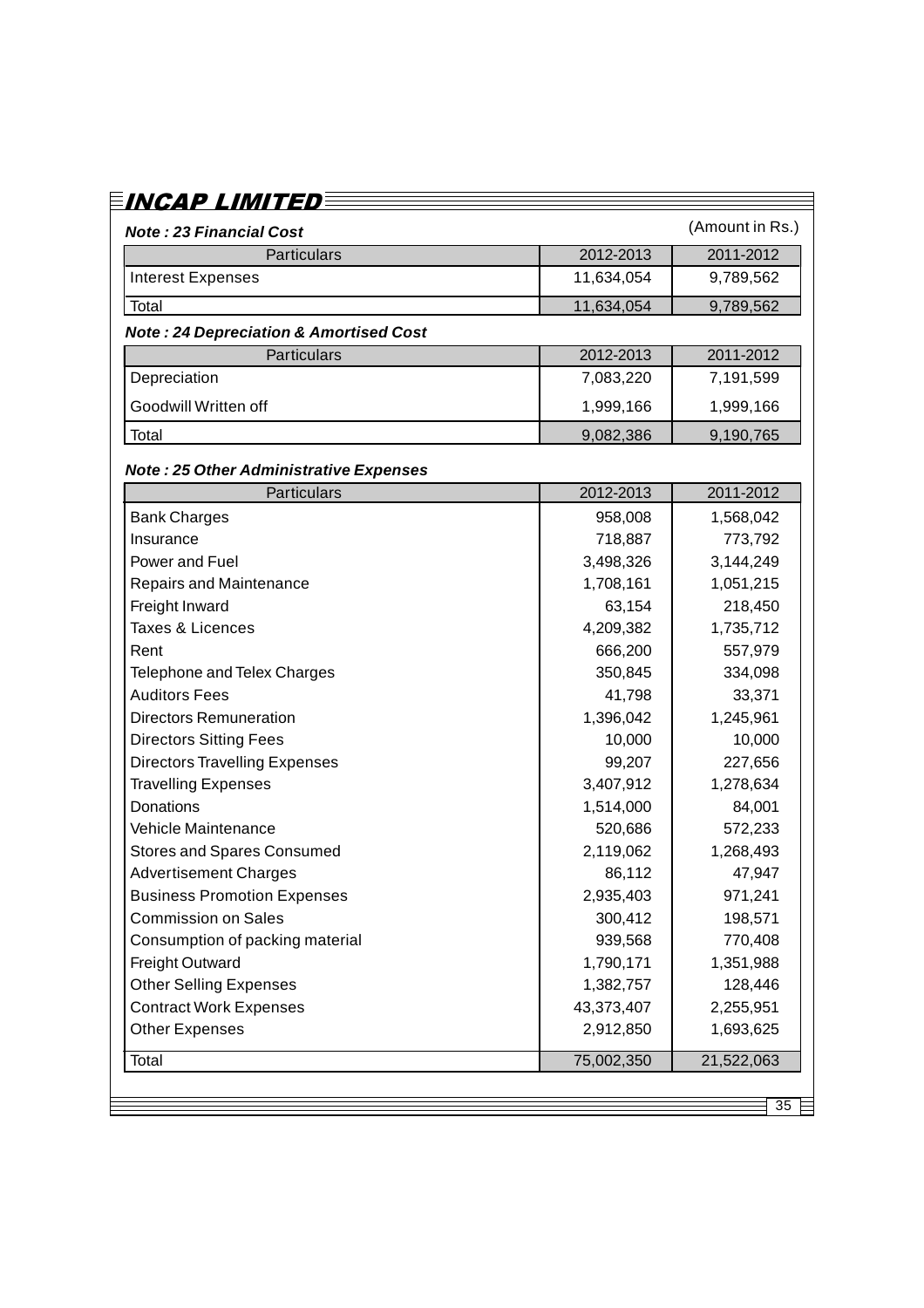# INCAP LIMITED

(Amount in Rs.)

***Note : 23 Financial Cost***

| Particulars | 2012-2013 | 2011-2012 |
|---|---|---|
| Interest Expenses | 11,634,054 | 9,789,562 |
| Total | 11,634,054 | 9,789,562 |

***Note : 24 Depreciation & Amortised Cost***

| Particulars | 2012-2013 | 2011-2012 |
|---|---|---|
| Depreciation | 7,083,220 | 7,191,599 |
| Goodwill Written off | 1,999,166 | 1,999,166 |
| Total | 9,082,386 | 9,190,765 |

***Note : 25 Other Administrative Expenses***

| Particulars | 2012-2013 | 2011-2012 |
|---|---|---|
| Bank Charges | 958,008 | 1,568,042 |
| Insurance | 718,887 | 773,792 |
| Power and Fuel | 3,498,326 | 3,144,249 |
| Repairs and Maintenance | 1,708,161 | 1,051,215 |
| Freight Inward | 63,154 | 218,450 |
| Taxes & Licences | 4,209,382 | 1,735,712 |
| Rent | 666,200 | 557,979 |
| Telephone and Telex Charges | 350,845 | 334,098 |
| Auditors Fees | 41,798 | 33,371 |
| Directors Remuneration | 1,396,042 | 1,245,961 |
| Directors Sitting Fees | 10,000 | 10,000 |
| Directors Travelling Expenses | 99,207 | 227,656 |
| Travelling Expenses | 3,407,912 | 1,278,634 |
| Donations | 1,514,000 | 84,001 |
| Vehicle Maintenance | 520,686 | 572,233 |
| Stores and Spares Consumed | 2,119,062 | 1,268,493 |
| Advertisement Charges | 86,112 | 47,947 |
| Business Promotion Expenses | 2,935,403 | 971,241 |
| Commission on Sales | 300,412 | 198,571 |
| Consumption of packing material | 939,568 | 770,408 |
| Freight Outward | 1,790,171 | 1,351,988 |
| Other Selling Expenses | 1,382,757 | 128,446 |
| Contract Work Expenses | 43,373,407 | 2,255,951 |
| Other Expenses | 2,912,850 | 1,693,625 |
| Total | 75,002,350 | 21,522,063 |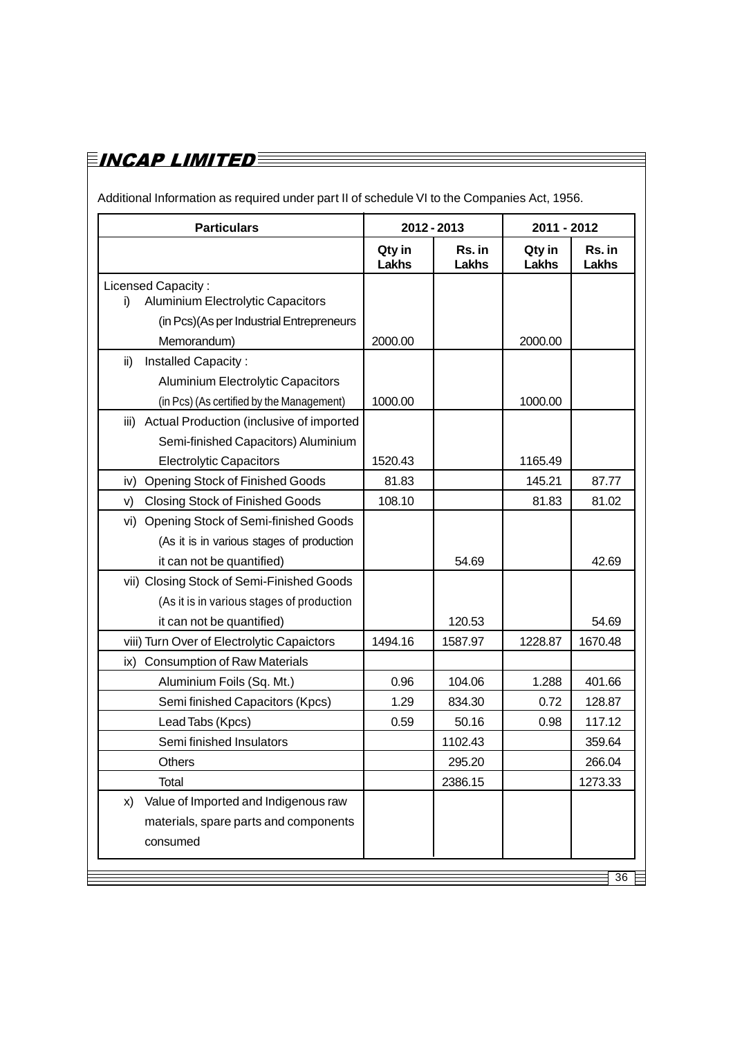Additional Information as required under part II of schedule VI to the Companies Act, 1956.

| Particulars | 2012 - 2013 | | 2011 - 2012 | |
|---|---|---|---|---|
| | Qty in Lakhs | Rs. in Lakhs | Qty in Lakhs | Rs. in Lakhs |
| Licensed Capacity : i) Aluminium Electrolytic Capacitors (in Pcs)(As per Industrial Entrepreneurs Memorandum) | 2000.00 | | 2000.00 | |
| ii) Installed Capacity : Aluminium Electrolytic Capacitors (in Pcs) (As certified by the Management) | 1000.00 | | 1000.00 | |
| iii) Actual Production (inclusive of imported Semi-finished Capacitors) Aluminium Electrolytic Capacitors | 1520.43 | | 1165.49 | |
| iv) Opening Stock of Finished Goods | 81.83 | | 145.21 | 87.77 |
| v) Closing Stock of Finished Goods | 108.10 | | 81.83 | 81.02 |
| vi) Opening Stock of Semi-finished Goods (As it is in various stages of production it can not be quantified) | | 54.69 | | 42.69 |
| vii) Closing Stock of Semi-Finished Goods (As it is in various stages of production it can not be quantified) | | 120.53 | | 54.69 |
| viii) Turn Over of Electrolytic Capaictors | 1494.16 | 1587.97 | 1228.87 | 1670.48 |
| ix) Consumption of Raw Materials | | | | |
| Aluminium Foils (Sq. Mt.) | 0.96 | 104.06 | 1.288 | 401.66 |
| Semi finished Capacitors (Kpcs) | 1.29 | 834.30 | 0.72 | 128.87 |
| Lead Tabs (Kpcs) | 0.59 | 50.16 | 0.98 | 117.12 |
| Semi finished Insulators | | 1102.43 | | 359.64 |
| Others | | 295.20 | | 266.04 |
| Total | | 2386.15 | | 1273.33 |
| x) Value of Imported and Indigenous raw materials, spare parts and components consumed | | | | |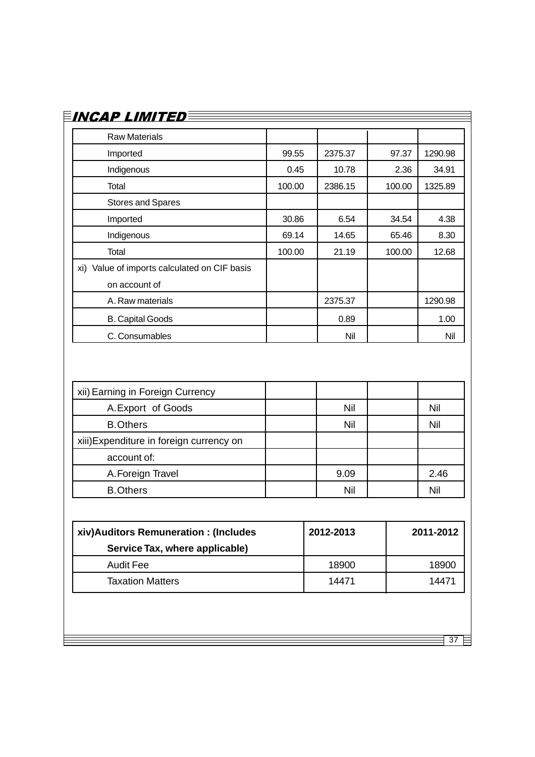| | | | | |
|---|---|---|---|---|
| Raw Materials | | | | |
| Imported | 99.55 | 2375.37 | 97.37 | 1290.98 |
| Indigenous | 0.45 | 10.78 | 2.36 | 34.91 |
| Total | 100.00 | 2386.15 | 100.00 | 1325.89 |
| Stores and Spares | | | | |
| Imported | 30.86 | 6.54 | 34.54 | 4.38 |
| Indigenous | 69.14 | 14.65 | 65.46 | 8.30 |
| Total | 100.00 | 21.19 | 100.00 | 12.68 |
| xi) Value of imports calculated on CIF basis on account of | | | | |
| A. Raw materials | | 2375.37 | | 1290.98 |
| B. Capital Goods | | 0.89 | | 1.00 |
| C. Consumables | | Nil | | Nil |

| | | | | |
|---|---|---|---|---|
| xii) Earning in Foreign Currency | | | | |
| A. Export of Goods | | Nil | | Nil |
| B. Others | | Nil | | Nil |
| xiii) Expenditure in foreign currency on account of: | | | | |
| A. Foreign Travel | | 9.09 | | 2.46 |
| B. Others | | Nil | | Nil |

| **xiv) Auditors Remuneration : (Includes Service Tax, where applicable)** | **2012-2013** | **2011-2012** |
|---|---|---|
| Audit Fee | 18900 | 18900 |
| Taxation Matters | 14471 | 14471 |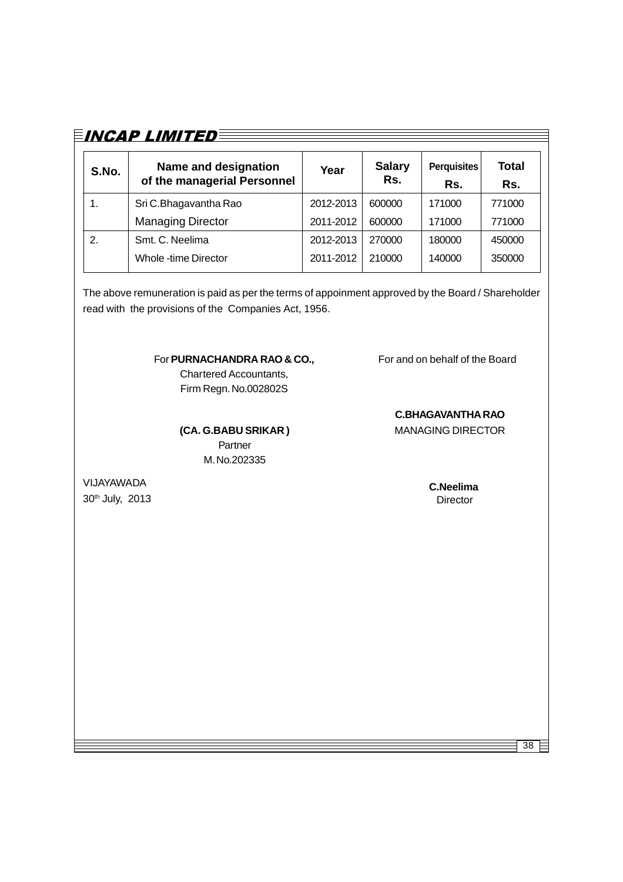| S.No. | Name and designation of the managerial Personnel | Year | Salary Rs. | Perquisites Rs. | Total Rs. |
|---|---|---|---|---|---|
| 1. | Sri C.Bhagavantha Rao | 2012-2013 | 600000 | 171000 | 771000 |
| | Managing Director | 2011-2012 | 600000 | 171000 | 771000 |
| 2. | Smt. C. Neelima | 2012-2013 | 270000 | 180000 | 450000 |
| | Whole -time Director | 2011-2012 | 210000 | 140000 | 350000 |

The above remuneration is paid as per the terms of appoinment approved by the Board / Shareholder read with the provisions of the Companies Act, 1956.

For **PURNACHANDRA RAO & CO.,**
Chartered Accountants,
Firm Regn. No.002802S

**(CA. G.BABU SRIKAR )**
Partner
M. No.202335

For and on behalf of the Board

**C.BHAGAVANTHA RAO**
MANAGING DIRECTOR

**C.Neelima**
Director

VIJAYAWADA
30th July, 2013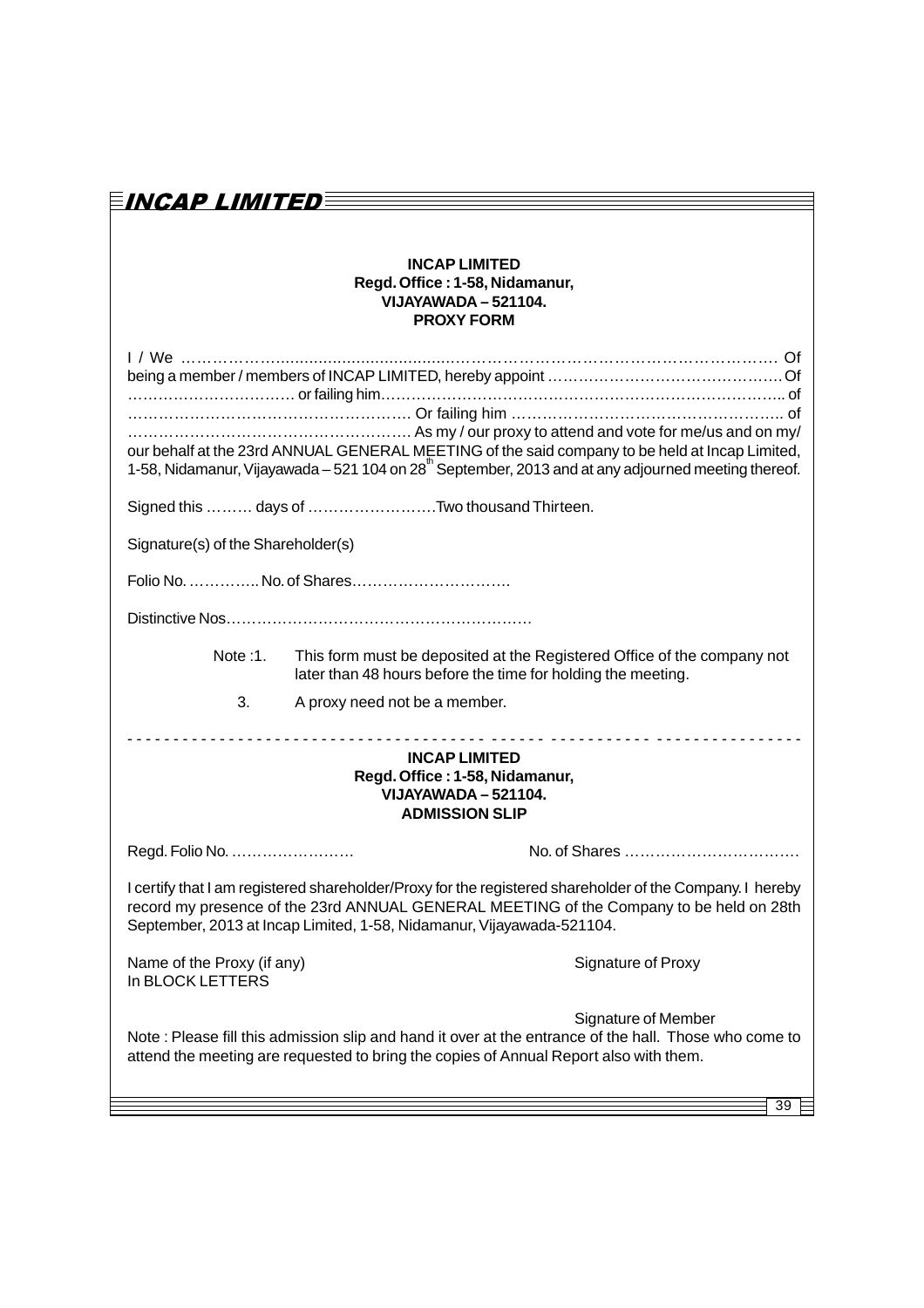**INCAP LIMITED**
**Regd. Office : 1-58, Nidamanur,**
**VIJAYAWADA – 521104.**
**PROXY FORM**

I / We …………………………………………………………………………………………………………… Of being a member / members of INCAP LIMITED, hereby appoint ……………………………………… Of …………………………… or failing him…………………………………………………………………….. of ………………………………………………. Or failing him …………………………………………….. of ………………………………………………. As my / our proxy to attend and vote for me/us and on my/ our behalf at the 23rd ANNUAL GENERAL MEETING of the said company to be held at Incap Limited, 1-58, Nidamanur, Vijayawada – 521 104 on 28th September, 2013 and at any adjourned meeting thereof.

Signed this ……… days of ……………………Two thousand Thirteen.

Signature(s) of the Shareholder(s)

Folio No. ………….. No. of Shares………………………….

Distinctive Nos……………………………………………………

Note :1. This form must be deposited at the Registered Office of the company not later than 48 hours before the time for holding the meeting.

3. A proxy need not be a member.

- - - - - - - - - - - - - - - - - - - - - - - - - - - - - - - - - - - - - - - - - - - - - - - - - - - - - - - - - - - - - - - - - -

**INCAP LIMITED**
**Regd. Office : 1-58, Nidamanur,**
**VIJAYAWADA – 521104.**
**ADMISSION SLIP**

Regd. Folio No. …………………… No. of Shares ……………………………

I certify that I am registered shareholder/Proxy for the registered shareholder of the Company. I hereby record my presence of the 23rd ANNUAL GENERAL MEETING of the Company to be held on 28th September, 2013 at Incap Limited, 1-58, Nidamanur, Vijayawada-521104.

Name of the Proxy (if any) In BLOCK LETTERS

Signature of Proxy

Signature of Member

Note : Please fill this admission slip and hand it over at the entrance of the hall. Those who come to attend the meeting are requested to bring the copies of Annual Report also with them.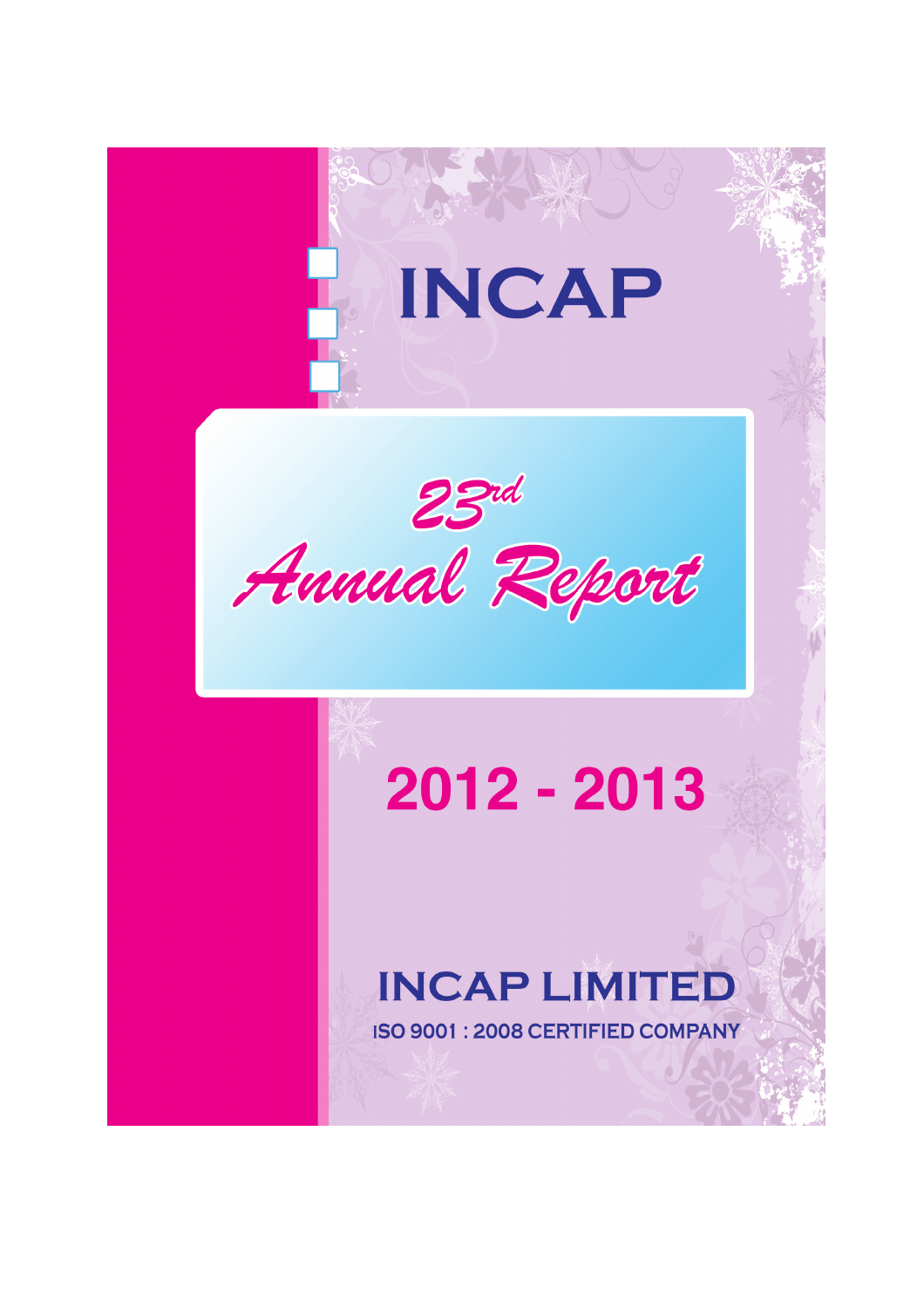# INCAP

## 23rd Annual Report

## 2012 - 2013

### INCAP LIMITED

ISO 9001 : 2008 CERTIFIED COMPANY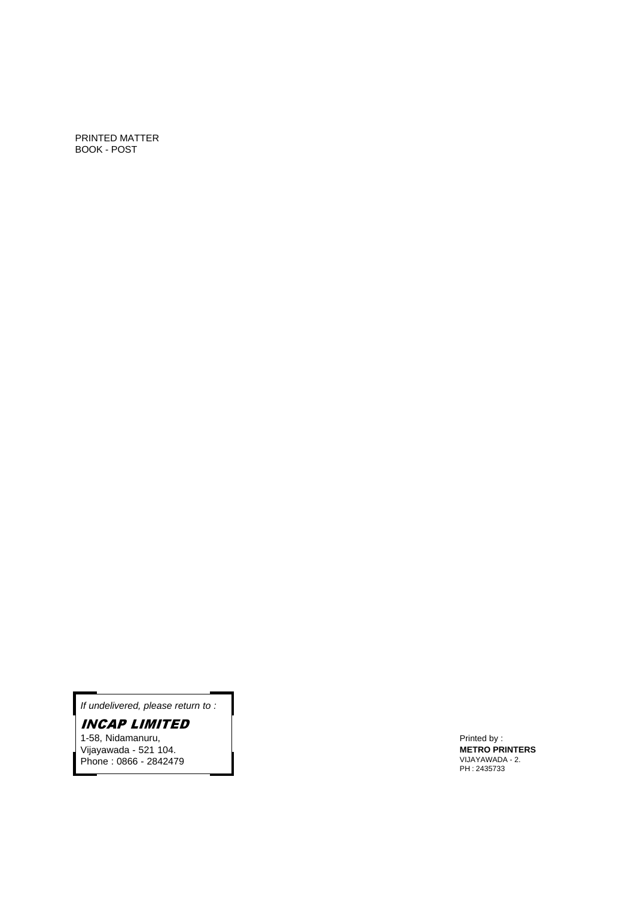PRINTED MATTER
BOOK - POST

*If undelivered, please return to :*

***INCAP LIMITED***

1-58, Nidamanuru,
Vijayawada - 521 104.
Phone : 0866 - 2842479

Printed by :
**METRO PRINTERS**
VIJAYAWADA - 2.
PH : 2435733